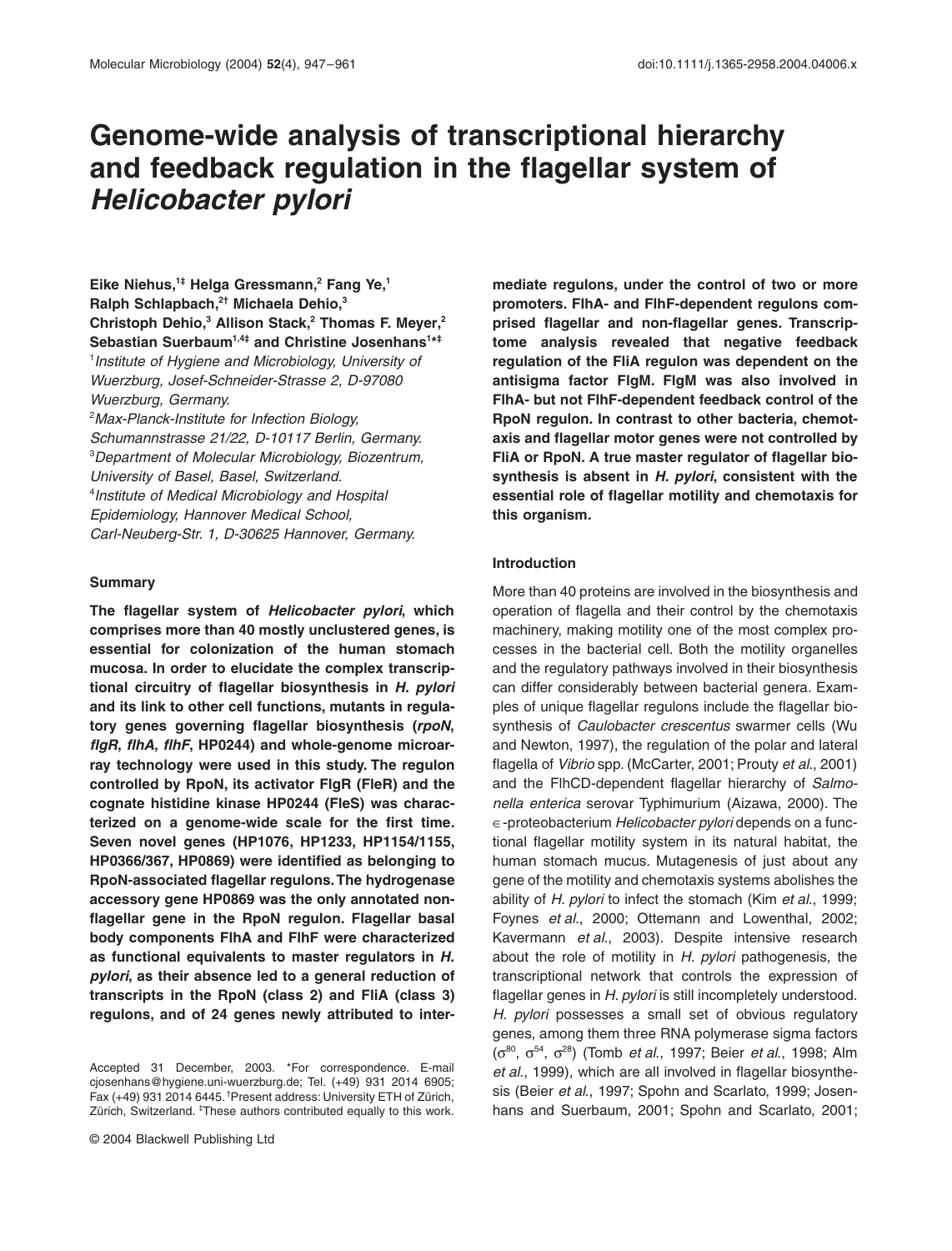# Genome-wide analysis of transcriptional hierarchy and feedback regulation in the flagellar system of *Helicobacter pylori*

Eike Niehus,[1‡] Helga Gressmann,[2] Fang Ye,[1] Ralph Schlapbach,[2†] Michaela Dehio,[3] Christoph Dehio,[3] Allison Stack,[2] Thomas F. Meyer,[2] Sebastian Suerbaum[1,4‡] and Christine Josenhans[1*‡]

[1] *Institute of Hygiene and Microbiology, University of Wuerzburg, Josef-Schneider-Strasse 2, D-97080 Wuerzburg, Germany.*
[2] *Max-Planck-Institute for Infection Biology, Schumannstrasse 21/22, D-10117 Berlin, Germany.*
[3] *Department of Molecular Microbiology, Biozentrum, University of Basel, Basel, Switzerland.*
[4] *Institute of Medical Microbiology and Hospital Epidemiology, Hannover Medical School, Carl-Neuberg-Str. 1, D-30625 Hannover, Germany.*

## Summary

**The flagellar system of *Helicobacter pylori*, which comprises more than 40 mostly unclustered genes, is essential for colonization of the human stomach mucosa. In order to elucidate the complex transcriptional circuitry of flagellar biosynthesis in *H. pylori* and its link to other cell functions, mutants in regulatory genes governing flagellar biosynthesis (*rpoN*, *flgR*, *flhA*, *flhF*, HP0244) and whole-genome microarray technology were used in this study. The regulon controlled by RpoN, its activator FlgR (FleR) and the cognate histidine kinase HP0244 (FleS) was characterized on a genome-wide scale for the first time. Seven novel genes (HP1076, HP1233, HP1154/1155, HP0366/367, HP0869) were identified as belonging to RpoN-associated flagellar regulons. The hydrogenase accessory gene HP0869 was the only annotated non-flagellar gene in the RpoN regulon. Flagellar basal body components FlhA and FlhF were characterized as functional equivalents to master regulators in *H. pylori*, as their absence led to a general reduction of transcripts in the RpoN (class 2) and FliA (class 3) regulons, and of 24 genes newly attributed to intermediate regulons, under the control of two or more promoters. FlhA- and FlhF-dependent regulons comprised flagellar and non-flagellar genes. Transcriptome analysis revealed that negative feedback regulation of the FliA regulon was dependent on the antisigma factor FlgM. FlgM was also involved in FlhA- but not FlhF-dependent feedback control of the RpoN regulon. In contrast to other bacteria, chemotaxis and flagellar motor genes were not controlled by FliA or RpoN. A true master regulator of flagellar biosynthesis is absent in *H. pylori*, consistent with the essential role of flagellar motility and chemotaxis for this organism.**

## Introduction

More than 40 proteins are involved in the biosynthesis and operation of flagella and their control by the chemotaxis machinery, making motility one of the most complex processes in the bacterial cell. Both the motility organelles and the regulatory pathways involved in their biosynthesis can differ considerably between bacterial genera. Examples of unique flagellar regulons include the flagellar biosynthesis of *Caulobacter crescentus* swarmer cells (Wu and Newton, 1997), the regulation of the polar and lateral flagella of *Vibrio* spp. (McCarter, 2001; Prouty *et al*., 2001) and the FlhCD-dependent flagellar hierarchy of *Salmonella enterica* serovar Typhimurium (Aizawa, 2000). The $\epsilon$-proteobacterium *Helicobacter pylori* depends on a functional flagellar motility system in its natural habitat, the human stomach mucus. Mutagenesis of just about any gene of the motility and chemotaxis systems abolishes the ability of *H. pylori* to infect the stomach (Kim *et al*., 1999; Foynes *et al*., 2000; Ottemann and Lowenthal, 2002; Kavermann *et al*., 2003). Despite intensive research about the role of motility in *H. pylori* pathogenesis, the transcriptional network that controls the expression of flagellar genes in *H. pylori* is still incompletely understood. *H. pylori* possesses a small set of obvious regulatory genes, among them three RNA polymerase sigma factors ($\sigma^{80}$, $\sigma^{54}$, $\sigma^{28}$) (Tomb *et al*., 1997; Beier *et al*., 1998; Alm *et al*., 1999), which are all involved in flagellar biosynthesis (Beier *et al*., 1997; Spohn and Scarlato, 1999; Josenhans and Suerbaum, 2001; Spohn and Scarlato, 2001;

Accepted 31 December, 2003. *For correspondence. E-mail cjosenhans@hygiene.uni-wuerzburg.de; Tel. (+49) 931 2014 6905; Fax (+49) 931 2014 6445. †Present address: University ETH of Zürich, Zürich, Switzerland. ‡These authors contributed equally to this work.

© 2004 Blackwell Publishing Ltd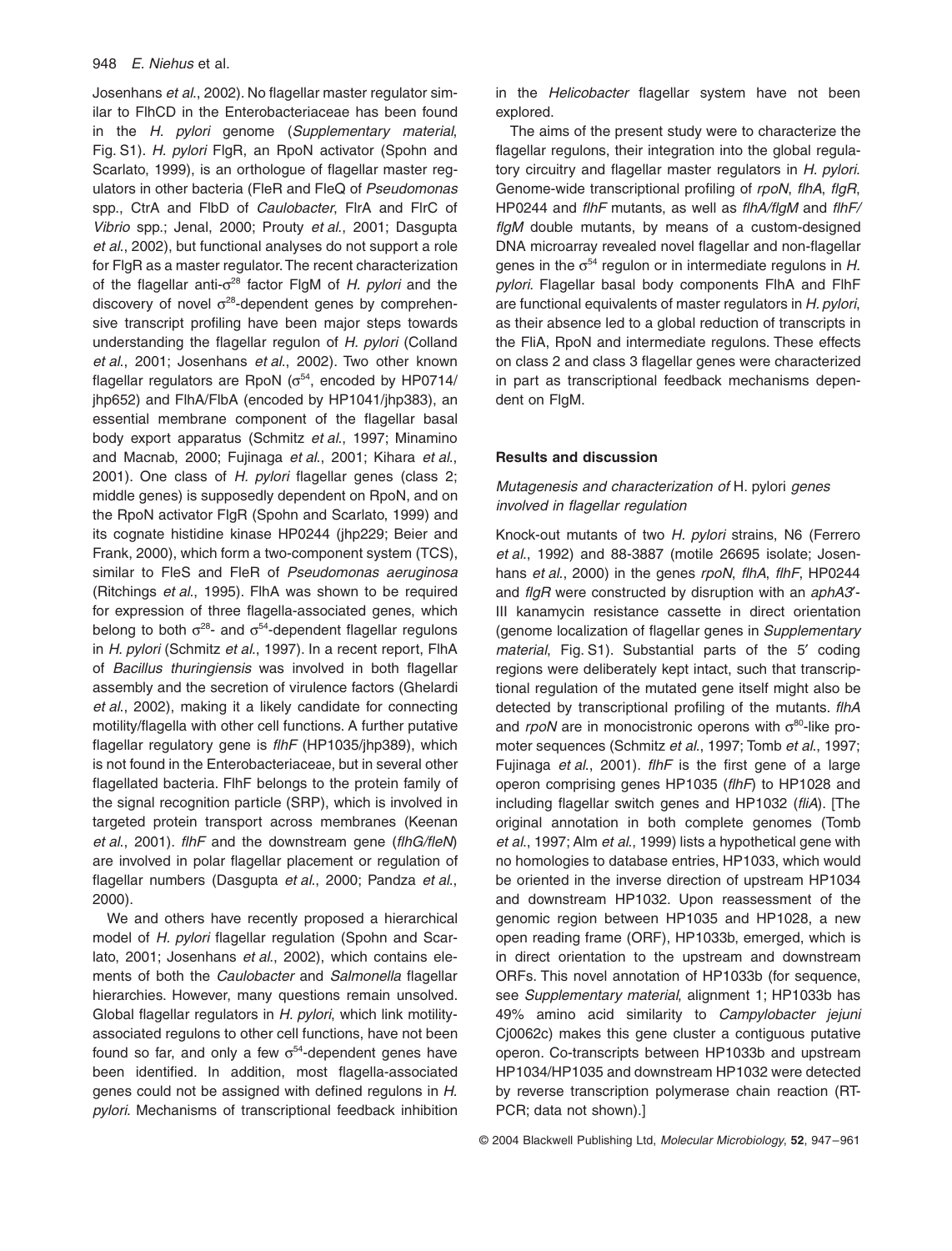Josenhans *et al*., 2002). No flagellar master regulator similar to FlhCD in the Enterobacteriaceae has been found in the *H. pylori* genome (*Supplementary material*, Fig. S1). *H. pylori* FlgR, an RpoN activator (Spohn and Scarlato, 1999), is an orthologue of flagellar master regulators in other bacteria (FleR and FleQ of *Pseudomonas* spp., CtrA and FlbD of *Caulobacter*, FlrA and FlrC of *Vibrio* spp.; Jenal, 2000; Prouty *et al*., 2001; Dasgupta *et al*., 2002), but functional analyses do not support a role for FlgR as a master regulator. The recent characterization of the flagellar anti-$\sigma^{28}$ factor FlgM of *H. pylori* and the discovery of novel $\sigma^{28}$-dependent genes by comprehensive transcript profiling have been major steps towards understanding the flagellar regulon of *H. pylori* (Colland *et al*., 2001; Josenhans *et al*., 2002). Two other known flagellar regulators are RpoN ($\sigma^{54}$, encoded by HP0714/jhp652) and FlhA/FlbA (encoded by HP1041/jhp383), an essential membrane component of the flagellar basal body export apparatus (Schmitz *et al*., 1997; Minamino and Macnab, 2000; Fujinaga *et al*., 2001; Kihara *et al*., 2001). One class of *H. pylori* flagellar genes (class 2; middle genes) is supposedly dependent on RpoN, and on the RpoN activator FlgR (Spohn and Scarlato, 1999) and its cognate histidine kinase HP0244 (jhp229; Beier and Frank, 2000), which form a two-component system (TCS), similar to FleS and FleR of *Pseudomonas aeruginosa* (Ritchings *et al*., 1995). FlhA was shown to be required for expression of three flagella-associated genes, which belong to both $\sigma^{28}$- and $\sigma^{54}$-dependent flagellar regulons in *H. pylori* (Schmitz *et al*., 1997). In a recent report, FlhA of *Bacillus thuringiensis* was involved in both flagellar assembly and the secretion of virulence factors (Ghelardi *et al*., 2002), making it a likely candidate for connecting motility/flagella with other cell functions. A further putative flagellar regulatory gene is *flhF* (HP1035/jhp389), which is not found in the Enterobacteriaceae, but in several other flagellated bacteria. FlhF belongs to the protein family of the signal recognition particle (SRP), which is involved in targeted protein transport across membranes (Keenan *et al*., 2001). *flhF* and the downstream gene (*flhG/fleN*) are involved in polar flagellar placement or regulation of flagellar numbers (Dasgupta *et al*., 2000; Pandza *et al*., 2000).

We and others have recently proposed a hierarchical model of *H. pylori* flagellar regulation (Spohn and Scarlato, 2001; Josenhans *et al*., 2002), which contains elements of both the *Caulobacter* and *Salmonella* flagellar hierarchies. However, many questions remain unsolved. Global flagellar regulators in *H. pylori*, which link motility-associated regulons to other cell functions, have not been found so far, and only a few $\sigma^{54}$-dependent genes have been identified. In addition, most flagella-associated genes could not be assigned with defined regulons in *H. pylori*. Mechanisms of transcriptional feedback inhibition in the *Helicobacter* flagellar system have not been explored.

The aims of the present study were to characterize the flagellar regulons, their integration into the global regulatory circuitry and flagellar master regulators in *H. pylori*. Genome-wide transcriptional profiling of *rpoN*, *flhA*, *flgR*, HP0244 and *flhF* mutants, as well as *flhA/flgM* and *flhF/flgM* double mutants, by means of a custom-designed DNA microarray revealed novel flagellar and non-flagellar genes in the $\sigma^{54}$ regulon or in intermediate regulons in *H. pylori*. Flagellar basal body components FlhA and FlhF are functional equivalents of master regulators in *H. pylori*, as their absence led to a global reduction of transcripts in the FliA, RpoN and intermediate regulons. These effects on class 2 and class 3 flagellar genes were characterized in part as transcriptional feedback mechanisms dependent on FlgM.

## Results and discussion

### *Mutagenesis and characterization of* H. pylori *genes involved in flagellar regulation*

Knock-out mutants of two *H. pylori* strains, N6 (Ferrero *et al*., 1992) and 88-3887 (motile 26695 isolate; Josenhans *et al*., 2000) in the genes *rpoN*, *flhA*, *flhF*, HP0244 and *flgR* were constructed by disruption with an *aphA3′*-III kanamycin resistance cassette in direct orientation (genome localization of flagellar genes in *Supplementary material*, Fig. S1). Substantial parts of the 5′ coding regions were deliberately kept intact, such that transcriptional regulation of the mutated gene itself might also be detected by transcriptional profiling of the mutants. *flhA* and *rpoN* are in monocistronic operons with $\sigma^{80}$-like promoter sequences (Schmitz *et al*., 1997; Tomb *et al*., 1997; Fujinaga *et al*., 2001). *flhF* is the first gene of a large operon comprising genes HP1035 (*flhF*) to HP1028 and including flagellar switch genes and HP1032 (*fliA*). [The original annotation in both complete genomes (Tomb *et al*., 1997; Alm *et al*., 1999) lists a hypothetical gene with no homologies to database entries, HP1033, which would be oriented in the inverse direction of upstream HP1034 and downstream HP1032. Upon reassessment of the genomic region between HP1035 and HP1028, a new open reading frame (ORF), HP1033b, emerged, which is in direct orientation to the upstream and downstream ORFs. This novel annotation of HP1033b (for sequence, see *Supplementary material*, alignment 1; HP1033b has 49% amino acid similarity to *Campylobacter jejuni* Cj0062c) makes this gene cluster a contiguous putative operon. Co-transcripts between HP1033b and upstream HP1034/HP1035 and downstream HP1032 were detected by reverse transcription polymerase chain reaction (RT-PCR; data not shown).]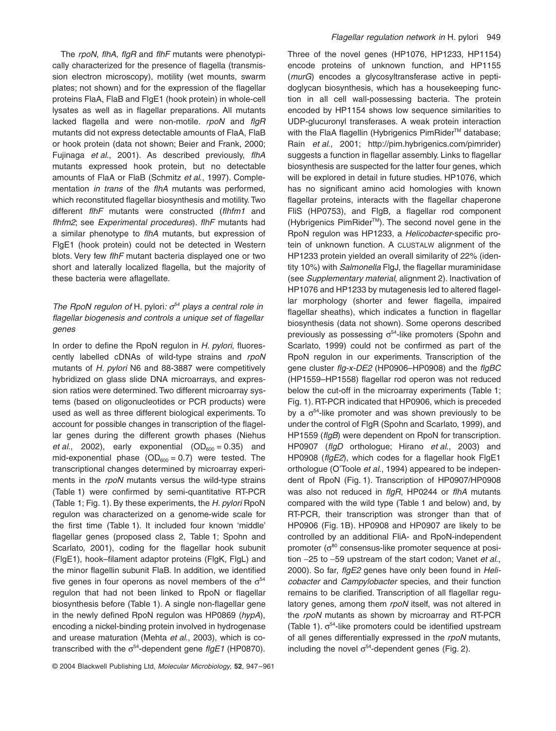The *rpoN*, *flhA*, *flgR* and *flhF* mutants were phenotypically characterized for the presence of flagella (transmission electron microscopy), motility (wet mounts, swarm plates; not shown) and for the expression of the flagellar proteins FlaA, FlaB and FlgE1 (hook protein) in whole-cell lysates as well as in flagellar preparations. All mutants lacked flagella and were non-motile. *rpoN* and *flgR* mutants did not express detectable amounts of FlaA, FlaB or hook protein (data not shown; Beier and Frank, 2000; Fujinaga *et al*., 2001). As described previously, *flhA* mutants expressed hook protein, but no detectable amounts of FlaA or FlaB (Schmitz *et al*., 1997). Complementation *in trans* of the *flhA* mutants was performed, which reconstituted flagellar biosynthesis and motility. Two different *flhF* mutants were constructed (*flhfm1* and *flhfm2*; see *Experimental procedures*). *flhF* mutants had a similar phenotype to *flhA* mutants, but expression of FlgE1 (hook protein) could not be detected in Western blots. Very few *flhF* mutant bacteria displayed one or two short and laterally localized flagella, but the majority of these bacteria were aflagellate.

### *The RpoN regulon of* H. pylori*: $\sigma^{54}$ plays a central role in flagellar biogenesis and controls a unique set of flagellar genes*

In order to define the RpoN regulon in *H. pylori*, fluorescently labelled cDNAs of wild-type strains and *rpoN* mutants of *H. pylori* N6 and 88-3887 were competitively hybridized on glass slide DNA microarrays, and expression ratios were determined. Two different microarray systems (based on oligonucleotides or PCR products) were used as well as three different biological experiments. To account for possible changes in transcription of the flagellar genes during the different growth phases (Niehus *et al*., 2002), early exponential ($OD_{600} = 0.35$) and mid-exponential phase ($OD_{600} = 0.7$) were tested. The transcriptional changes determined by microarray experiments in the *rpoN* mutants versus the wild-type strains (Table 1) were confirmed by semi-quantitative RT-PCR (Table 1; Fig. 1). By these experiments, the *H. pylori* RpoN regulon was characterized on a genome-wide scale for the first time (Table 1). It included four known 'middle' flagellar genes (proposed class 2, Table 1; Spohn and Scarlato, 2001), coding for the flagellar hook subunit (FlgE1), hook–filament adaptor proteins (FlgK, FlgL) and the minor flagellin subunit FlaB. In addition, we identified five genes in four operons as novel members of the $\sigma^{54}$ regulon that had not been linked to RpoN or flagellar biosynthesis before (Table 1). A single non-flagellar gene in the newly defined RpoN regulon was HP0869 (*hypA*), encoding a nickel-binding protein involved in hydrogenase and urease maturation (Mehta *et al*., 2003), which is co-transcribed with the $\sigma^{54}$-dependent gene *flgE1* (HP0870).

Three of the novel genes (HP1076, HP1233, HP1154) encode proteins of unknown function, and HP1155 (*murG*) encodes a glycosyltransferase active in peptidoglycan biosynthesis, which has a housekeeping function in all cell wall-possessing bacteria. The protein encoded by HP1154 shows low sequence similarities to UDP-glucuronyl transferases. A weak protein interaction with the FlaA flagellin (Hybrigenics PimRider™ database; Rain *et al*., 2001; http://pim.hybrigenics.com/pimrider) suggests a function in flagellar assembly. Links to flagellar biosynthesis are suspected for the latter four genes, which will be explored in detail in future studies. HP1076, which has no significant amino acid homologies with known flagellar proteins, interacts with the flagellar chaperone FliS (HP0753), and FlgB, a flagellar rod component (Hybrigenics PimRider™). The second novel gene in the RpoN regulon was HP1233, a *Helicobacter*-specific protein of unknown function. A CLUSTALW alignment of the HP1233 protein yielded an overall similarity of 22% (identity 10%) with *Salmonella* FlgJ, the flagellar muraminidase (see *Supplementary material*, alignment 2). Inactivation of HP1076 and HP1233 by mutagenesis led to altered flagellar morphology (shorter and fewer flagella, impaired flagellar sheaths), which indicates a function in flagellar biosynthesis (data not shown). Some operons described previously as possessing $\sigma^{54}$-like promoters (Spohn and Scarlato, 1999) could not be confirmed as part of the RpoN regulon in our experiments. Transcription of the gene cluster *flg-x-DE2* (HP0906–HP0908) and the *flgBC* (HP1559–HP1558) flagellar rod operon was not reduced below the cut-off in the microarray experiments (Table 1; Fig. 1). RT-PCR indicated that HP0906, which is preceded by a $\sigma^{54}$-like promoter and was shown previously to be under the control of FlgR (Spohn and Scarlato, 1999), and HP1559 (*flgB*) were dependent on RpoN for transcription. HP0907 (*flgD* orthologue; Hirano *et al*., 2003) and HP0908 (*flgE2*), which codes for a flagellar hook FlgE1 orthologue (O'Toole *et al*., 1994) appeared to be independent of RpoN (Fig. 1). Transcription of HP0907/HP0908 was also not reduced in *flgR*, HP0244 or *flhA* mutants compared with the wild type (Table 1 and below) and, by RT-PCR, their transcription was stronger than that of HP0906 (Fig. 1B). HP0908 and HP0907 are likely to be controlled by an additional FliA- and RpoN-independent promoter ($\sigma^{80}$ consensus-like promoter sequence at position −25 to −59 upstream of the start codon; Vanet *et al*., 2000). So far, *flgE2* genes have only been found in *Helicobacter* and *Campylobacter* species, and their function remains to be clarified. Transcription of all flagellar regulatory genes, among them *rpoN* itself, was not altered in the *rpoN* mutants as shown by microarray and RT-PCR (Table 1). $\sigma^{54}$-like promoters could be identified upstream of all genes differentially expressed in the *rpoN* mutants, including the novel $\sigma^{54}$-dependent genes (Fig. 2).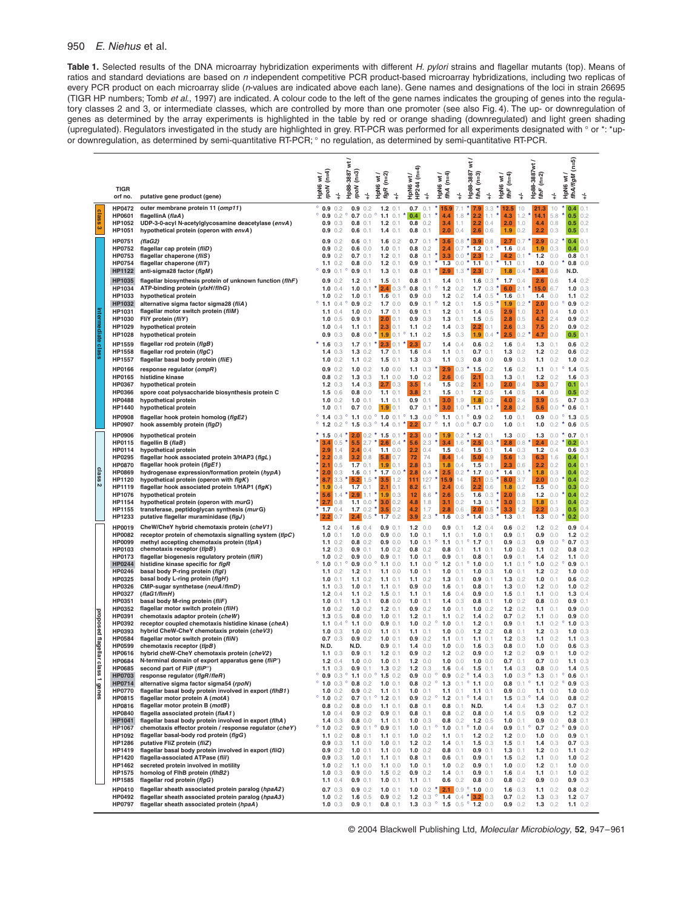**Table 1.** Selected results of the DNA microarray hybridization experiments with different *H. pylori* strains and flagellar mutants (top). Means of ratios and standard deviations are based on *n* independent competitive PCR product-based microarray hybridizations, including two replicas of every PCR product on each microarray slide (*n*-values are indicated above each lane). Gene names and designations of the loci in strain 26695 (TIGR HP numbers; Tomb *et al*., 1997) are indicated. A colour code to the left of the gene names indicates the grouping of genes into the regulatory classes 2 and 3, or intermediate classes, which are controlled by more than one promoter (see also Fig. 4). The up- or downregulation of genes as determined by the array experiments is highlighted in the table by red or orange shading (downregulated) and light green shading (upregulated). Regulators investigated in the study are highlighted in grey. RT-PCR was performed for all experiments designated with ° or *: *up- or downregulation, as determined by semi-quantitative RT-PCR; ° no regulation, as determined by semi-quantitative RT-PCR.

| Class | TIGR orf no. | putative gene product (gene) | HpN6 wt / *rpoN* (n=4) | +/- | Hp88-3887 wt / *rpoN* (n=3) | +/- | HpN6 wt / *flgR* (n=2) | +/- | HpN6 wt / HP244 (n=4) | +/- | HpN6 wt / *flhA* (n=4) | +/- | Hp88-3887 wt / *flhA* (n=3) | +/- | HpN6 wt / *flhF* (n=4) | +/- | Hp88-3887 wt / *flhF* (n=2) | +/- | HpN6 wt / *flhA/flgM* (n=5) | +/- |
|---|---|---|---|---|---|---|---|---|---|---|---|---|---|---|---|---|---|---|---|---|
| class 3 | HP0472 | outer membrane protein 11 (*omp11*) | ° 0.9 | 0.2 | 0.9 | 0.2 | 1.2 | 0.1 | 0.7 | 0.1 | * 15.9 | 7.1 | * 7.9 | 3.3 | * 12.5 | 10 | 21.3 | 10 | * 0.4 | 0.1 |
| | HP0601 | flagellinA (*flaA*) | ° 0.9 | 0.2 | ° 0.7 | 0.0 | ° 1.1 | 0.1 | * 0.4 | 0.1 | * 4.4 | 1.8 | * 2.2 | 1.1 | * 4.3 | 1.2 | * 14.1 | 5.8 | * 0.5 | 0.2 |
| | HP1052 | UDP-3-0-acyl N-acetylglycosamine deacetylase (*envA*) | 0.9 | 0.3 | 0.8 | 0.1 | 1.2 | 0.1 | 0.8 | 0.2 | 3.4 | 1.1 | 2.2 | 0.4 | 2.0 | 1.0 | 4.4 | 0.8 | 0.5 | 0.2 |
| | HP1051 | hypothetical protein (operon with *envA*) | 0.9 | 0.2 | 0.6 | 0.1 | 1.4 | 0.1 | 0.8 | 0.1 | 2.0 | 0.4 | 2.6 | 0.6 | 1.9 | 0.2 | 2.2 | 0.3 | 0.5 | 0.1 |
| intermediate class | HP0751 | (*flaG2*) | 0.9 | 0.2 | 0.6 | 0.1 | 1.6 | 0.2 | 0.7 | 0.1 | * 3.6 | 0.8 | * 3.9 | 0.8 | 2.7 | 0.7 | * 2.9 | 0.2 | * 0.4 | 0.1 |
| | HP0752 | flagellar cap protein (*fliD*) | 0.9 | 0.2 | 0.6 | 0.0 | 1.0 | 0.1 | 0.8 | 0.2 | 2.4 | 0.7 | * 1.2 | 0.1 | * 1.6 | 0.4 | 1.9 | 0.3 | 0.4 | 0.0 |
| | HP0753 | flagellar chaperone (*fliS*) | 0.9 | 0.2 | 0.7 | 0.1 | 1.2 | 0.1 | 0.8 | 0.1 | * 3.3 | 0.0 | * 2.3 | 1.2 | 4.2 | 0.1 | * 1.2 | 0.1 | 0.8 | 0.1 |
| | HP0754 | flagellar chaperone (*fliT*) | 1.1 | 0.2 | 0.8 | 0.0 | 1.2 | 0.1 | 0.9 | 0.1 | * 1.3 | 0.0 | * 1.1 | 0.1 | * 1.1 | 0.1 | 1.0 | 0.0 | * 0.8 | 0.0 |
| | HP1122 | anti-sigma28 factor (*flgM*) | ° 0.9 | 0.1 | ° 0.9 | 0.1 | 1.3 | 0.1 | 0.8 | 0.1 | * 2.9 | 1.3 | * 2.3 | 0.7 | 1.8 | 0.4 | * 3.4 | 0.6 | N.D. | |
| | HP1035 | flagellar biosynthesis protein of unknown function (*flhF*) | 0.9 | 0.2 | 1.2 | 0.1 | 1.5 | 0.1 | 0.8 | 0.1 | 1.4 | 0.1 | 1.6 | 0.3 | * 1.7 | 0.4 | 2.6 | 0.6 | 1.4 | 0.2 |
| | HP1034 | ATP-binding protein (*ylxH/flhG*) | 1.0 | 0.4 | 1.0 | 0.1 | * 2.4 | 0.3 | ° 0.8 | 0.1 | ° 1.2 | 0.2 | 1.7 | 0.3 | * 6.0 | 2.1 | * 15.0 | 6.7 | 1.0 | 0.3 |
| | HP1033 | hypothetical protein | 1.0 | 0.2 | 1.0 | 0.1 | 1.6 | 0.1 | 0.9 | 0.0 | 1.2 | 0.2 | 1.4 | 0.5 | * 1.6 | 0.1 | 1.4 | 0.0 | 1.1 | 0.2 |
| | HP1032 | alternative sigma factor sigma28 (*fliA*) | ° 1.1 | 0.4 | ° 0.9 | 0.2 | 1.7 | 0.0 | 0.9 | 0.1 | ° 1.2 | 0.1 | 1.5 | 0.5 | * 1.9 | 0.2 | * 2.0 | 0.0 | ° 0.9 | 0.2 |
| | HP1031 | flagellar motor switch protein (*fliM*) | 1.1 | 0.4 | 1.0 | 0.0 | 1.7 | 0.1 | 0.9 | 0.1 | 1.2 | 0.1 | 1.4 | 0.5 | 2.9 | 1.0 | 2.1 | 0.4 | 1.0 | 0.1 |
| | HP1030 | FliY protein (*fliY*) | 1.0 | 0.5 | 0.9 | 0.1 | 2.0 | 0.1 | 0.9 | 0.3 | 1.3 | 0.1 | 1.5 | 0.5 | 2.8 | 0.5 | 4.2 | 2.4 | 0.9 | 0.2 |
| | HP1029 | hypothetical protein | 1.0 | 0.4 | 1.1 | 0.1 | 2.3 | 0.1 | 1.1 | 0.2 | 1.4 | 0.3 | 2.2 | 0.1 | 2.6 | 0.3 | 7.5 | 2.0 | 0.9 | 0.2 |
| | HP1028 | hypothetical protein | 0.9 | 0.3 | 0.8 | 0.0 | * 1.9 | 0.1 | ° 1.1 | 0.2 | 1.5 | 0.3 | 1.9 | 0.4 | * 2.5 | 0.2 | * 4.7 | 0.0 | 0.5 | 0.1 |
| | HP1559 | flagellar rod protein (*flgB*) | * 1.6 | 0.3 | 1.7 | 0.1 | * 2.3 | 0.1 | * 2.3 | 0.7 | 1.4 | 0.4 | 0.6 | 0.2 | 1.6 | 0.4 | 1.3 | 0.1 | 0.6 | 0.2 |
| | HP1558 | flagellar rod protein (*flgC*) | 1.4 | 0.3 | 1.3 | 0.2 | 1.7 | 0.1 | 1.6 | 0.4 | 1.1 | 0.1 | 0.7 | 0.1 | 1.3 | 0.2 | 1.2 | 0.2 | 0.6 | 0.2 |
| | HP1557 | flagellar basal body protein (*fliE*) | 1.0 | 0.2 | 1.1 | 0.2 | 1.5 | 0.1 | 1.3 | 0.3 | 1.1 | 0.3 | 0.8 | 0.0 | 0.9 | 0.3 | 1.1 | 0.2 | 1.0 | 0.2 |
| | HP0166 | response regulator (*ompR*) | 0.9 | 0.2 | 1.0 | 0.2 | 1.0 | 0.0 | 1.1 | 0.3 | * 2.9 | 0.3 | * 1.5 | 0.2 | 1.6 | 0.2 | 1.1 | 0.1 | ° 1.4 | 0.5 |
| | HP0165 | histidine kinase | 0.8 | 0.2 | 1.3 | 0.3 | 1.1 | 0.0 | 1.0 | 0.2 | 2.6 | 0.6 | 2.1 | 0.3 | 1.3 | 0.1 | 1.2 | 0.2 | 1.6 | 0.3 |
| | HP0367 | hypothetical protein | 1.2 | 0.3 | 1.4 | 0.3 | 2.7 | 0.3 | 3.5 | 1.4 | 1.5 | 0.2 | 2.1 | 1.0 | 2.0 | 0.4 | 3.3 | 0.7 | 0.1 | 0.1 |
| | HP0366 | spore coat polysaccharide biosynthesis protein C | 1.5 | 0.6 | 0.8 | 0.0 | 1.1 | 0.1 | 3.8 | 2.1 | 1.5 | 0.1 | 1.2 | 0.5 | 1.4 | 0.5 | 1.4 | 0.0 | 0.5 | 0.2 |
| | HP0488 | hypothetical protein | 1.0 | 0.2 | 1.0 | 0.1 | 1.1 | 0.1 | 0.9 | 0.1 | 3.0 | 1.9 | 1.8 | 0.2 | 4.0 | 2.4 | 3.9 | 0.5 | 0.7 | 0.3 |
| | HP1440 | hypothetical protein | 1.0 | 0.1 | 0.7 | 0.0 | 1.9 | 0.1 | 0.7 | 0.1 | * 3.0 | 1.0 | * 1.1 | 0.1 | * 2.8 | 0.2 | 5.6 | 0.0 | * 0.6 | 0.1 |
| | HP0908 | flagellar hook protein homolog (*flgE2*) | ° 1.4 | 0.3 | ° 1.1 | 0.0 | ° 1.0 | 0.1 | ° 1.3 | 0.0 | ° 1.1 | 0.1 | ° 0.9 | 0.2 | 1.0 | 0.1 | 0.9 | 0.0 | ° 1.3 | 0.5 |
| | HP0907 | hook assembly protein (*flgD*) | ° 1.2 | 0.2 | ° 1.5 | 0.3 | ° 1.4 | 0.1 | * 2.2 | 0.7 | ° 1.1 | 0.0 | ° 0.7 | 0.0 | 1.0 | 0.1 | 1.0 | 0.2 | * 0.6 | 0.5 |
| class 2 | HP0906 | hypothetical protein | * 1.5 | 0.4 | * 2.0 | 0.2 | * 1.5 | 0.1 | * 2.3 | 0.0 | * 1.9 | 0.2 | * 1.2 | 0.1 | 1.3 | 0.0 | 1.3 | 0.0 | * 0.7 | 0.1 |
| | HP0115 | flagellin B (*flaB*) | * 3.4 | 0.5 | * 5.5 | 2.7 | * 2.6 | 0.4 | * 5.6 | 2.3 | * 3.4 | 1.6 | * 2.5 | 0.3 | * 2.8 | 0.8 | * 2.4 | 0.2 | * 0.2 | 0.1 |
| | HP0114 | hypothetical protein | 2.9 | 1.4 | 2.4 | 0.4 | 1.1 | 0.0 | 2.2 | 0.4 | 1.5 | 0.4 | 1.5 | 0.1 | 1.4 | 0.3 | 1.2 | 0.4 | 0.6 | 0.3 |
| | HP0295 | flagellar hook associated protein 3/HAP3 (*flgL*) | * 2.2 | 0.8 | 3.2 | 0.8 | 5.8 | 0.7 | 72 | 74 | 8.4 | 1.4 | 5.0 | 4.9 | 5.6 | 1.3 | 6.3 | 1.6 | 0.4 | 0.1 |
| | HP0870 | flagellar hook protein (*flgE1*) | * 2.1 | 0.5 | 1.7 | 0.1 | 1.9 | 0.1 | 2.8 | 0.3 | 1.8 | 0.4 | 1.5 | 0.1 | 2.3 | 0.6 | 2.2 | 0.2 | 0.4 | 0.1 |
| | HP0869 | hydrogenase expression/formation protein (*hypA*) | * 2.0 | 0.3 | 1.6 | 0.1 | * 1.7 | 0.0 | * 2.8 | 0.4 | * 2.5 | 0.2 | * 1.7 | 0.0 | * 1.4 | 0.1 | * 1.8 | 0.3 | 0.4 | 0.2 |
| | HP1120 | hypothetical protein (operon with *flgK*) | * 8.7 | 3.3 | * 5.2 | 1.5 | * 3.5 | 1.2 | 111 | 127 | * 15.9 | 14 | 2.1 | 0.5 | * 8.0 | 3.7 | 2.0 | 0.0 | * 0.4 | 0.2 |
| | HP1119 | flagellar hook associated protein 1/HAP1 (*flgK*) | * 1.9 | 0.4 | 1.7 | 0.1 | 2.1 | 0.1 | 8.2 | 6.1 | 2.4 | 0.6 | 2.2 | 0.6 | 1.8 | 0.2 | 1.5 | 0.0 | 0.3 | 0.0 |
| | HP1076 | hypothetical protein | * 5.6 | 1.4 | * 2.9 | 1.1 | * 1.9 | 0.3 | 12 | 8.6 | * 2.6 | 0.5 | 1.6 | 0.3 | * 2.0 | 0.8 | 1.2 | 0.0 | * 0.4 | 0.2 |
| | HP1154 | hypothetical protein (operon with *murG*) | * 2.7 | 0.8 | 1.1 | 0.0 | * 3.0 | 0.2 | 4.8 | 1.8 | 3.1 | 0.2 | 1.3 | 0.1 | * 3.0 | 0.3 | 1.8 | 0.1 | 0.4 | 0.2 |
| | HP1155 | transferase, peptidoglycan synthesis (*murG*) | * 1.7 | 0.4 | 1.7 | 0.2 | * 3.5 | 0.2 | 4.2 | 1.7 | 2.8 | 0.6 | 2.0 | 0.5 | * 3.3 | 1.2 | 2.2 | 0.3 | 0.5 | 0.3 |
| | HP1233 | putative flagellar muraminidase (*flgJ*) | * 2.2 | 0.7 | 2.4 | 0.5 | * 1.7 | 0.2 | 3.9 | 2.3 | * 1.6 | 0.3 | * 1.4 | 0.3 | * 1.3 | 0.1 | 1.3 | 0.0 | * 0.2 | 0.0 |
| proposed flagellar class 1 genes | HP0019 | CheW/CheY hybrid chemotaxis protein (*cheV1*) | 1.2 | 0.4 | 1.6 | 0.4 | 0.9 | 0.1 | 1.2 | 0.0 | 0.9 | 0.1 | 1.2 | 0.4 | 0.6 | 0.2 | 1.2 | 0.2 | 0.9 | 0.4 |
| | HP0082 | receptor protein of chemotaxis signalling system (*tlpC*) | 1.0 | 0.1 | 1.0 | 0.0 | 0.9 | 0.0 | 1.0 | 0.1 | 1.1 | 0.1 | 1.0 | 0.1 | 0.9 | 0.1 | 0.9 | 0.0 | 1.2 | 0.2 |
| | HP0099 | methyl accepting chemotaxis protein (*tlpA*) | 1.1 | 0.2 | 0.8 | 0.2 | 0.9 | 0.0 | 1.0 | 0.1 | ° 1.1 | 0.1 | ° 1.7 | 0.1 | 0.9 | 0.3 | 0.9 | 0.0 | ° 0.7 | 0.3 |
| | HP0103 | chemotaxis receptor (*tlpB*) | 1.2 | 0.3 | 0.9 | 0.1 | 1.0 | 0.2 | 0.8 | 0.2 | 0.8 | 0.1 | 1.1 | 0.1 | 1.0 | 0.2 | 1.1 | 0.2 | 0.8 | 0.2 |
| | HP0173 | flagellar biogenesis regulatory protein (*fliR*) | 1.0 | 0.2 | 0.9 | 0.0 | 0.9 | 0.1 | 1.0 | 0.1 | 0.9 | 0.1 | 0.8 | 0.1 | 0.9 | 0.1 | 1.4 | 0.2 | 1.1 | 0.0 |
| | HP0244 | histidine kinase specific for *flgR* | ° 1.0 | 0.1 | ° 0.9 | 0.0 | ° 1.1 | 0.0 | 1.1 | 0.0 | ° 1.2 | 0.1 | ° 1.0 | 0.0 | 1.1 | 0.1 | ° 1.0 | 0.2 | ° 0.9 | 0.1 |
| | HP0246 | basal body P-ring protein (*flgI*) | 1.1 | 0.2 | 1.2 | 0.1 | 1.1 | 0.0 | 1.0 | 0.1 | 1.0 | 0.1 | 1.0 | 0.3 | 1.0 | 0.1 | 1.2 | 0.2 | 1.0 | 0.0 |
| | HP0325 | basal body L-ring protein (*flgH*) | 1.0 | 0.1 | 1.1 | 0.2 | 1.1 | 0.1 | 1.1 | 0.2 | 1.3 | 0.1 | 0.9 | 0.1 | 1.3 | 0.2 | 1.0 | 0.1 | 0.6 | 0.2 |
| | HP0326 | CMP-sugar synthetase (*neuA/flmD*) | 1.1 | 0.3 | 1.0 | 0.1 | 1.1 | 0.1 | 0.9 | 0.0 | 1.6 | 0.1 | 0.8 | 0.1 | 1.3 | 0.0 | 1.2 | 0.0 | 1.0 | 0.2 |
| | HP0327 | (*flaG1/flmH*) | 1.2 | 0.4 | 1.1 | 0.2 | 1.5 | 0.1 | 1.1 | 0.1 | 1.6 | 0.4 | 0.9 | 0.0 | 1.5 | 0.1 | 1.1 | 0.0 | 1.3 | 0.4 |
| | HP0351 | basal body M-ring protein (*fliF*) | 1.0 | 0.1 | 1.3 | 0.1 | 0.8 | 0.0 | 1.0 | 0.1 | 1.4 | 0.3 | 0.8 | 0.1 | 1.0 | 0.2 | 0.8 | 0.0 | 0.9 | 0.1 |
| | HP0352 | flagellar motor switch protein (*fliH*) | 1.0 | 0.2 | 1.0 | 0.2 | 1.2 | 0.1 | 0.9 | 0.2 | 1.0 | 0.1 | 1.0 | 0.2 | 1.2 | 0.2 | 1.1 | 0.1 | 0.9 | 0.0 |
| | HP0391 | chemotaxis adaptor protein (*cheW*) | 1.3 | 0.5 | 0.8 | 0.0 | 1.0 | 0.1 | 1.2 | 0.1 | 1.1 | 0.2 | 1.4 | 0.2 | 0.7 | 0.2 | 1.1 | 0.0 | 0.9 | 0.0 |
| | HP0392 | receptor coupled chemotaxis histidine kinase (*cheA*) | 1.1 | 0.4 | ° 1.1 | 0.0 | 0.9 | 0.1 | 1.0 | 0.2 | ° 1.0 | 0.1 | 1.2 | 0.1 | 0.9 | 0.1 | 1.1 | 0.2 | ° 1.0 | 0.3 |
| | HP0393 | hybrid CheW-CheY chemotaxis protein (*cheV3*) | 1.0 | 0.3 | 1.0 | 0.0 | 1.1 | 0.1 | 1.1 | 0.1 | 1.0 | 0.0 | 1.2 | 0.2 | 0.8 | 0.1 | 1.2 | 0.3 | 1.0 | 0.3 |
| | HP0584 | flagellar motor switch protein (*fliN*) | 0.7 | 0.3 | 0.9 | 0.2 | 1.0 | 0.1 | 0.9 | 0.2 | 1.1 | 0.1 | 1.1 | 0.1 | 1.2 | 0.3 | 1.1 | 0.2 | 1.1 | 0.3 |
| | HP0599 | chemotaxis receptor (*tlpB*) | N.D. | | N.D. | | 0.9 | 0.1 | 1.4 | 0.0 | 1.0 | 0.0 | 1.6 | 0.3 | 0.8 | 0.0 | 1.0 | 0.0 | 0.6 | 0.3 |
| | HP0616 | hybrid cheW-CheY chemotaxis protein (*cheV2*) | 1.1 | 0.3 | 0.9 | 0.1 | 1.2 | 0.1 | 0.9 | 0.2 | 1.2 | 0.2 | 0.9 | 0.0 | 1.2 | 0.2 | 0.9 | 0.1 | 1.0 | 0.2 |
| | HP0684 | N-terminal domain of export apparatus gene (*fliP'*) | 1.2 | 0.4 | 1.0 | 0.0 | 1.0 | 0.1 | 1.2 | 0.0 | 1.0 | 0.0 | 1.0 | 0.0 | 0.7 | 0.1 | 0.7 | 0.0 | 1.1 | 0.3 |
| | HP0685 | second part of FliP (*fliP''*) | 1.1 | 0.3 | 0.9 | 0.1 | 1.3 | 0.2 | 1.2 | 0.3 | 1.6 | 0.4 | 1.5 | 0.1 | 1.4 | 0.3 | 0.8 | 0.0 | 1.4 | 0.5 |
| | HP0703 | response regulator (*flgR/fleR*) | ° 0.9 | 0.3 | ° 1.1 | 0.0 | ° 1.5 | 0.2 | 0.9 | 0.0 | ° 0.9 | 0.2 | ° 1.4 | 0.3 | 1.0 | 0.3 | ° 1.3 | 0.1 | ° 0.6 | 0.1 |
| | HP0714 | alternative sigma factor sigma54 (*rpoN*) | ° 1.0 | 0.3 | ° 0.8 | 0.2 | 1.0 | 0.1 | 0.8 | 0.2 | ° 1.3 | 0.1 | ° 1.1 | 0.0 | 0.8 | 0.1 | ° 1.1 | 0.2 | ° 0.9 | 0.3 |
| | HP0770 | flagellar basal body protein involved in export (*flhB1*) | 1.0 | 0.2 | 0.9 | 0.2 | 1.1 | 0.1 | 1.0 | 0.1 | 1.1 | 0.1 | 1.1 | 0.1 | 0.9 | 0.0 | 1.1 | 0.0 | 1.0 | 0.0 |
| | HP0815 | flagellar motor protein A (*motA*) | ° 1.0 | 0.2 | 0.7 | 0.1 | ° 1.2 | 0.1 | 0.9 | 0.2 | ° 1.2 | 0.1 | ° 1.4 | 0.1 | 1.5 | 0.3 | ° 1.4 | 0.0 | 0.8 | 0.2 |
| | HP0816 | flagellar motor protein B (*motB*) | 0.8 | 0.2 | 0.8 | 0.0 | 1.1 | 0.1 | 0.8 | 0.1 | 0.8 | 0.1 | N.D. | | 1.4 | 0.4 | 1.3 | 0.2 | 0.7 | 0.1 |
| | HP0840 | flagella associated protein (*flaA1*) | 1.0 | 0.4 | 0.9 | 0.2 | 0.9 | 0.1 | 0.8 | 0.1 | 0.8 | 0.2 | 0.8 | 0.0 | 1.4 | 0.5 | 0.9 | 0.0 | 1.2 | 0.2 |
| | HP1041 | flagellar basal body protein involved in export (*flhA*) | 1.0 | 0.3 | 0.8 | 0.0 | 1.1 | 0.1 | 1.0 | 0.3 | 0.8 | 0.2 | 1.2 | 0.5 | 1.0 | 0.1 | 0.9 | 0.0 | 0.8 | 0.1 |
| | HP1067 | chemotaxis effector protein / response regulator (*cheY*) | ° 1.0 | 0.2 | 0.9 | 0.1 | ° 0.9 | 0.1 | 1.0 | 0.1 | ° 1.0 | 0.1 | ° 1.0 | 0.4 | 0.9 | 0.1 | ° 0.7 | 0.2 | ° 0.9 | 0.0 |
| | HP1092 | flagellar basal-body-rod protein (*flgG*) | 1.1 | 0.2 | 0.8 | 0.1 | 1.1 | 0.1 | 1.0 | 0.2 | 1.1 | 0.1 | 1.2 | 0.2 | 1.2 | 0.0 | 1.0 | 0.0 | 0.9 | 0.1 |
| | HP1286 | putative FliZ protein (*fliZ*) | 0.9 | 0.3 | 1.1 | 0.0 | 1.0 | 0.1 | 1.2 | 0.2 | 1.4 | 0.1 | 1.5 | 0.3 | 1.5 | 0.1 | 1.4 | 0.3 | 0.7 | 0.3 |
| | HP1419 | flagellar basal body protein involved in export (*fliQ*) | 0.9 | 0.2 | 1.0 | 0.1 | 1.1 | 0.0 | 1.0 | 0.2 | 0.8 | 0.1 | 0.9 | 0.1 | 1.3 | 0.1 | 1.2 | 0.0 | 1.1 | 0.2 |
| | HP1420 | flagella-associated ATPase (*fliI*) | 0.9 | 0.3 | 1.0 | 0.1 | 1.1 | 0.1 | 0.8 | 0.1 | 0.6 | 0.1 | 0.9 | 0.1 | 1.5 | 0.2 | 1.1 | 0.0 | 1.0 | 0.2 |
| | HP1462 | secreted protein involved in motility | 1.0 | 0.2 | 1.1 | 0.0 | 1.1 | 0.0 | 1.0 | 0.1 | 1.0 | 0.2 | 0.9 | 0.1 | 1.0 | 0.0 | 1.2 | 0.1 | 1.0 | 0.0 |
| | HP1575 | homolog of FlhB protein (*flhB2*) | 1.0 | 0.3 | 0.9 | 0.0 | 1.5 | 0.2 | 0.9 | 0.2 | 1.4 | 0.1 | 0.9 | 0.1 | 1.6 | 0.4 | 1.1 | 0.1 | 1.0 | 0.2 |
| | HP1585 | flagellar rod protein (*flgG*) | 1.1 | 0.4 | 0.9 | 0.1 | 1.0 | 0.1 | 1.1 | 0.1 | 0.6 | 0.2 | 0.8 | 0.0 | 0.8 | 0.2 | 0.9 | 0.0 | 0.9 | 0.3 |
| | HP0410 | flagellar sheath associated protein paralog (*hpaA2*) | 0.7 | 0.3 | 0.9 | 0.2 | 1.0 | 0.1 | 1.0 | 0.2 | * 2.1 | 0.9 | ° 1.0 | 0.0 | 1.6 | 0.3 | 1.1 | 0.2 | 0.8 | 0.2 |
| | HP0492 | flagellar sheath associated protein paralog (*hpaA3*) | 1.0 | 0.2 | 1.6 | 0.5 | 0.9 | 0.2 | 1.2 | 0.3 | ° 1.4 | 0.4 | * 3.2 | 0.3 | 0.7 | 0.2 | 1.3 | 0.3 | 1.2 | 0.7 |
| | HP0797 | flagellar sheath associated protein (*hpaA*) | 1.0 | 0.3 | 0.9 | 0.1 | 0.8 | 0.1 | 1.3 | 0.3 | ° 1.5 | 0.5 | ° 1.2 | 0.0 | 0.9 | 0.2 | 1.3 | 0.2 | 1.1 | 0.2 |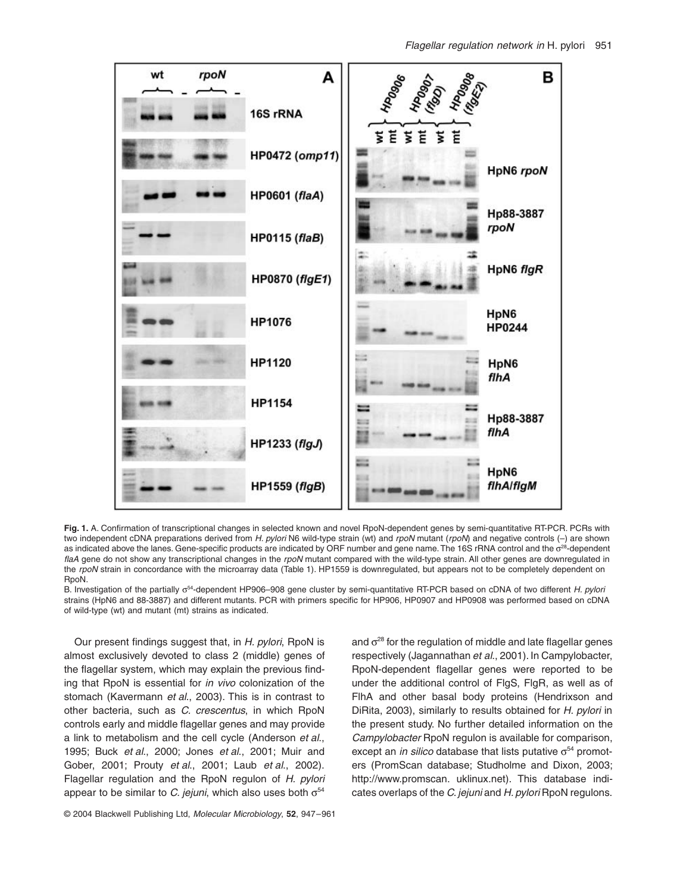**Fig. 1.** A. Confirmation of transcriptional changes in selected known and novel RpoN-dependent genes by semi-quantitative RT-PCR. PCRs with two independent cDNA preparations derived from *H. pylori* N6 wild-type strain (wt) and *rpoN* mutant (*rpoN*) and negative controls (–) are shown as indicated above the lanes. Gene-specific products are indicated by ORF number and gene name. The 16S rRNA control and the $\sigma^{28}$-dependent *flaA* gene do not show any transcriptional changes in the *rpoN* mutant compared with the wild-type strain. All other genes are downregulated in the *rpoN* strain in concordance with the microarray data (Table 1). HP1559 is downregulated, but appears not to be completely dependent on RpoN.

B. Investigation of the partially $\sigma^{54}$-dependent HP906–908 gene cluster by semi-quantitative RT-PCR based on cDNA of two different *H. pylori* strains (HpN6 and 88-3887) and different mutants. PCR with primers specific for HP906, HP0907 and HP0908 was performed based on cDNA of wild-type (wt) and mutant (mt) strains as indicated.

Our present findings suggest that, in *H. pylori*, RpoN is almost exclusively devoted to class 2 (middle) genes of the flagellar system, which may explain the previous finding that RpoN is essential for *in vivo* colonization of the stomach (Kavermann *et al*., 2003). This is in contrast to other bacteria, such as *C. crescentus*, in which RpoN controls early and middle flagellar genes and may provide a link to metabolism and the cell cycle (Anderson *et al*., 1995; Buck *et al*., 2000; Jones *et al*., 2001; Muir and Gober, 2001; Prouty *et al*., 2001; Laub *et al*., 2002). Flagellar regulation and the RpoN regulon of *H. pylori* appear to be similar to *C. jejuni*, which also uses both $\sigma^{54}$ and $\sigma^{28}$ for the regulation of middle and late flagellar genes respectively (Jagannathan *et al*., 2001). In Campylobacter, RpoN-dependent flagellar genes were reported to be under the additional control of FlgS, FlgR, as well as of FlhA and other basal body proteins (Hendrixson and DiRita, 2003), similarly to results obtained for *H. pylori* in the present study. No further detailed information on the *Campylobacter* RpoN regulon is available for comparison, except an *in silico* database that lists putative $\sigma^{54}$ promoters (PromScan database; Studholme and Dixon, 2003; http://www.promscan. uklinux.net). This database indicates overlaps of the *C. jejuni* and *H. pylori* RpoN regulons.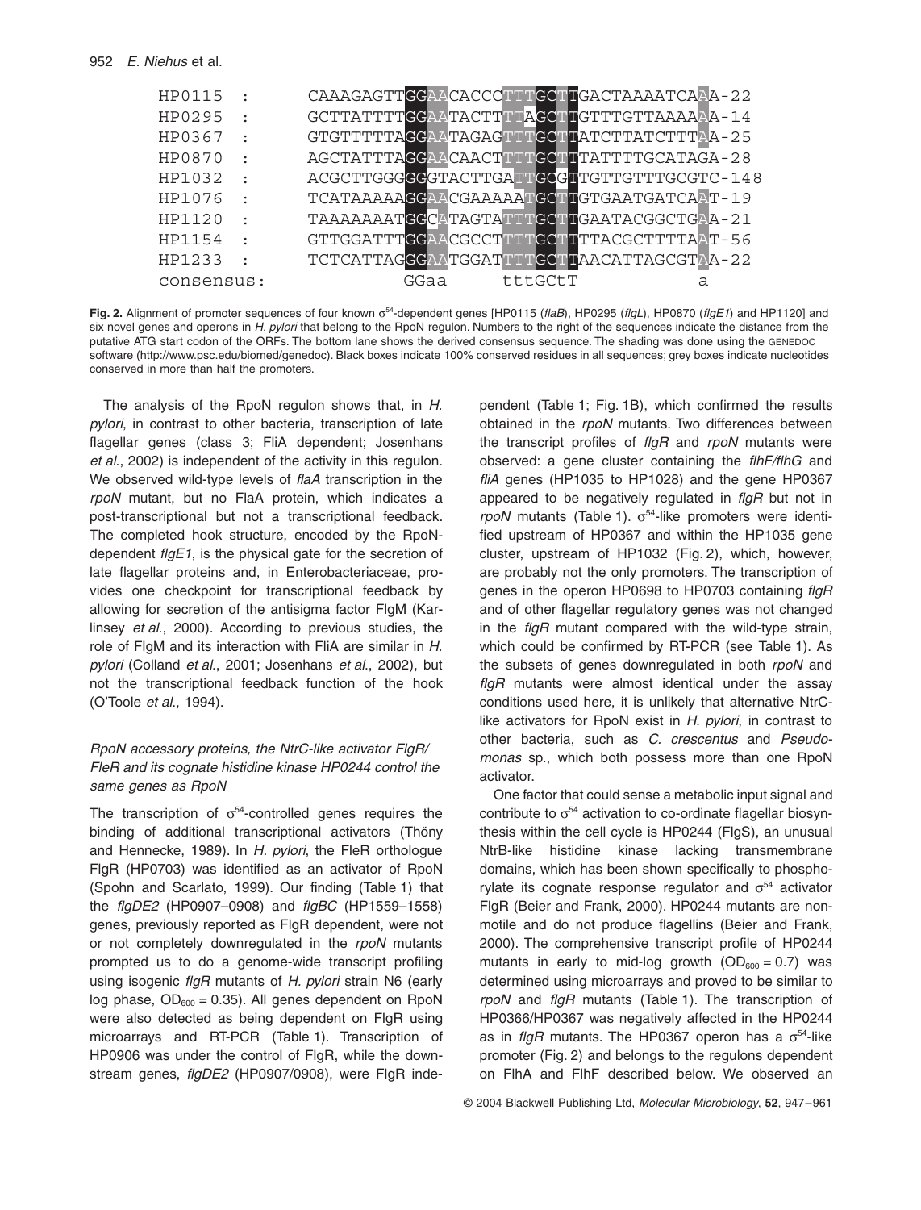```
HP0115  :      CAAAGAGTTGGAACACCCTTTGCTTGACTAAAATCAAA-22
HP0295  :      GCTTATTTTGGAATACTTTTAGCTTGTTTGTTAAAAAA-14
HP0367  :      GTGTTTTTAGGAATAGAGTTTGCTTATCTTATCTTTAA-25
HP0870  :      AGCTATTTAGGAACAACTTTTGCTTTATTTTGCATAGA-28
HP1032  :      ACGCTTGGGGGGTACTTGATTGCGTTGTTGTTTGCGTC-148
HP1076  :      TCATAAAAAGGAACGAAAAATGCTTGTGAATGATCAAT-19
HP1120  :      TAAAAAAATGGCATAGTATTTGCTTGAATACGGCTGAA-21
HP1154  :      GTTGGATTTGGAACGCCTTTTGCTTTTACGCTTTTAAT-56
HP1233  :      TCTCATTAGGGAATGGATTTTGCTTAACATTAGCGTAA-22
consensus:              GGaa      tttGCtT            a
```

**Fig. 2.** Alignment of promoter sequences of four known σ[54]-dependent genes [HP0115 (*flaB*), HP0295 (*flgL*), HP0870 (*flgE1*) and HP1120] and six novel genes and operons in *H. pylori* that belong to the RpoN regulon. Numbers to the right of the sequences indicate the distance from the putative ATG start codon of the ORFs. The bottom lane shows the derived consensus sequence. The shading was done using the GENEDOC software (http://www.psc.edu/biomed/genedoc). Black boxes indicate 100% conserved residues in all sequences; grey boxes indicate nucleotides conserved in more than half the promoters.

The analysis of the RpoN regulon shows that, in *H. pylori*, in contrast to other bacteria, transcription of late flagellar genes (class 3; FliA dependent; Josenhans *et al.*, 2002) is independent of the activity in this regulon. We observed wild-type levels of *flaA* transcription in the *rpoN* mutant, but no FlaA protein, which indicates a post-transcriptional but not a transcriptional feedback. The completed hook structure, encoded by the RpoN-dependent *flgE1*, is the physical gate for the secretion of late flagellar proteins and, in Enterobacteriaceae, provides one checkpoint for transcriptional feedback by allowing for secretion of the antisigma factor FlgM (Karlinsey *et al.*, 2000). According to previous studies, the role of FlgM and its interaction with FliA are similar in *H. pylori* (Colland *et al.*, 2001; Josenhans *et al.*, 2002), but not the transcriptional feedback function of the hook (O'Toole *et al.*, 1994).

### *RpoN accessory proteins, the NtrC-like activator FlgR/FleR and its cognate histidine kinase HP0244 control the same genes as RpoN*

The transcription of $\sigma^{54}$-controlled genes requires the binding of additional transcriptional activators (Thöny and Hennecke, 1989). In *H. pylori*, the FleR orthologue FlgR (HP0703) was identified as an activator of RpoN (Spohn and Scarlato, 1999). Our finding (Table 1) that the *flgDE2* (HP0907–0908) and *flgBC* (HP1559–1558) genes, previously reported as FlgR dependent, were not or not completely downregulated in the *rpoN* mutants prompted us to do a genome-wide transcript profiling using isogenic *flgR* mutants of *H. pylori* strain N6 (early log phase, $OD_{600} = 0.35$). All genes dependent on RpoN were also detected as being dependent on FlgR using microarrays and RT-PCR (Table 1). Transcription of HP0906 was under the control of FlgR, while the downstream genes, *flgDE2* (HP0907/0908), were FlgR independent (Table 1; Fig. 1B), which confirmed the results obtained in the *rpoN* mutants. Two differences between the transcript profiles of *flgR* and *rpoN* mutants were observed: a gene cluster containing the *flhF/flhG* and *fliA* genes (HP1035 to HP1028) and the gene HP0367 appeared to be negatively regulated in *flgR* but not in *rpoN* mutants (Table 1). $\sigma^{54}$-like promoters were identified upstream of HP0367 and within the HP1035 gene cluster, upstream of HP1032 (Fig. 2), which, however, are probably not the only promoters. The transcription of genes in the operon HP0698 to HP0703 containing *flgR* and of other flagellar regulatory genes was not changed in the *flgR* mutant compared with the wild-type strain, which could be confirmed by RT-PCR (see Table 1). As the subsets of genes downregulated in both *rpoN* and *flgR* mutants were almost identical under the assay conditions used here, it is unlikely that alternative NtrC-like activators for RpoN exist in *H. pylori*, in contrast to other bacteria, such as *C. crescentus* and *Pseudomonas* sp., which both possess more than one RpoN activator.

One factor that could sense a metabolic input signal and contribute to $\sigma^{54}$ activation to co-ordinate flagellar biosynthesis within the cell cycle is HP0244 (FlgS), an unusual NtrB-like histidine kinase lacking transmembrane domains, which has been shown specifically to phosphorylate its cognate response regulator and $\sigma^{54}$ activator FlgR (Beier and Frank, 2000). HP0244 mutants are non-motile and do not produce flagellins (Beier and Frank, 2000). The comprehensive transcript profile of HP0244 mutants in early to mid-log growth ($OD_{600} = 0.7$) was determined using microarrays and proved to be similar to *rpoN* and *flgR* mutants (Table 1). The transcription of HP0366/HP0367 was negatively affected in the HP0244 as in *flgR* mutants. The HP0367 operon has a $\sigma^{54}$-like promoter (Fig. 2) and belongs to the regulons dependent on FlhA and FlhF described below. We observed an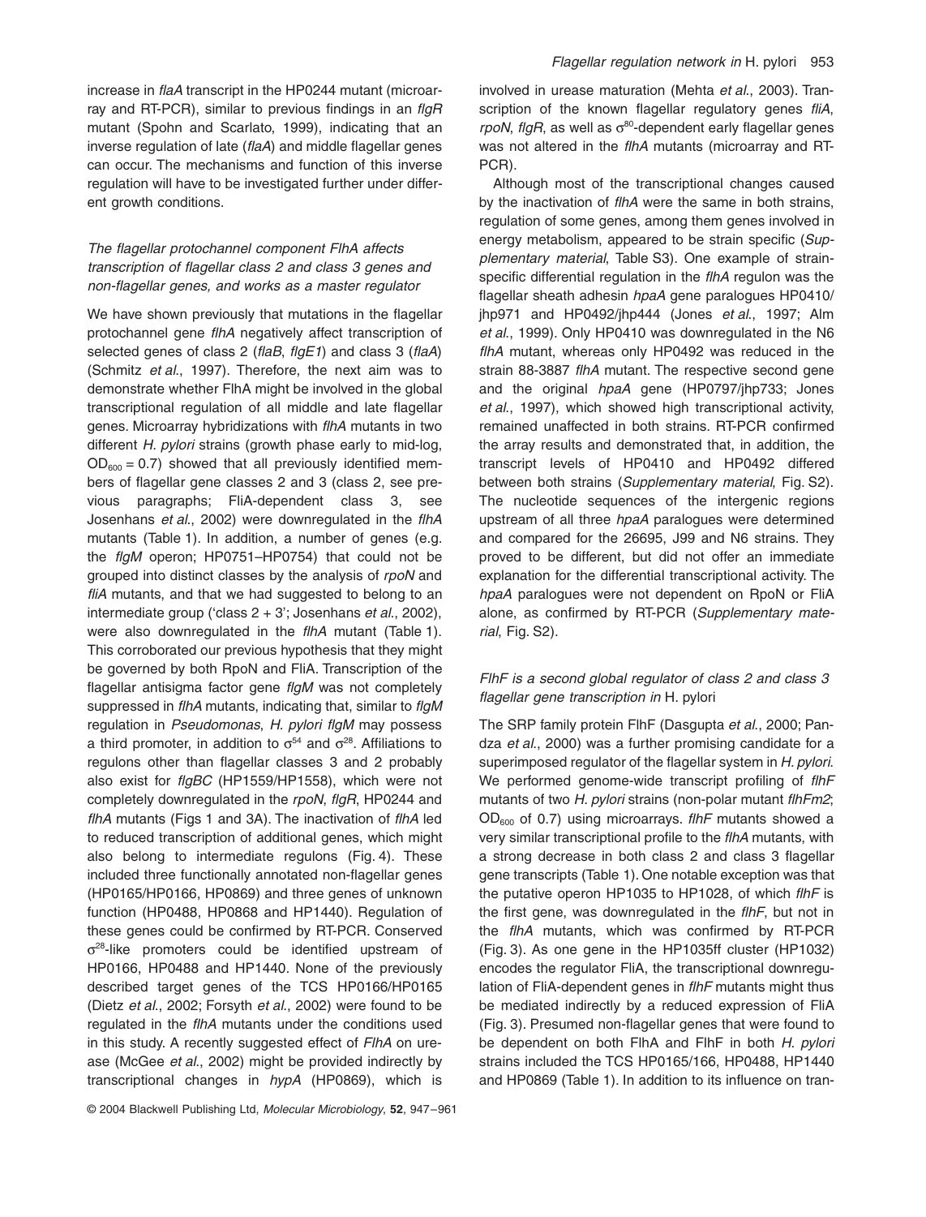increase in *flaA* transcript in the HP0244 mutant (microarray and RT-PCR), similar to previous findings in an *flgR* mutant (Spohn and Scarlato, 1999), indicating that an inverse regulation of late (*flaA*) and middle flagellar genes can occur. The mechanisms and function of this inverse regulation will have to be investigated further under different growth conditions.

### *The flagellar protochannel component FlhA affects transcription of flagellar class 2 and class 3 genes and non-flagellar genes, and works as a master regulator*

We have shown previously that mutations in the flagellar protochannel gene *flhA* negatively affect transcription of selected genes of class 2 (*flaB*, *flgE1*) and class 3 (*flaA*) (Schmitz *et al*., 1997). Therefore, the next aim was to demonstrate whether FlhA might be involved in the global transcriptional regulation of all middle and late flagellar genes. Microarray hybridizations with *flhA* mutants in two different *H. pylori* strains (growth phase early to mid-log, $OD_{600} = 0.7$) showed that all previously identified members of flagellar gene classes 2 and 3 (class 2, see previous paragraphs; FliA-dependent class 3, see Josenhans *et al*., 2002) were downregulated in the *flhA* mutants (Table 1). In addition, a number of genes (e.g. the *flgM* operon; HP0751–HP0754) that could not be grouped into distinct classes by the analysis of *rpoN* and *fliA* mutants, and that we had suggested to belong to an intermediate group ('class 2 + 3'; Josenhans *et al*., 2002), were also downregulated in the *flhA* mutant (Table 1). This corroborated our previous hypothesis that they might be governed by both RpoN and FliA. Transcription of the flagellar antisigma factor gene *flgM* was not completely suppressed in *flhA* mutants, indicating that, similar to *flgM* regulation in *Pseudomonas*, *H. pylori flgM* may possess a third promoter, in addition to $\sigma^{54}$ and $\sigma^{28}$. Affiliations to regulons other than flagellar classes 3 and 2 probably also exist for *flgBC* (HP1559/HP1558), which were not completely downregulated in the *rpoN*, *flgR*, HP0244 and *flhA* mutants (Figs 1 and 3A). The inactivation of *flhA* led to reduced transcription of additional genes, which might also belong to intermediate regulons (Fig. 4). These included three functionally annotated non-flagellar genes (HP0165/HP0166, HP0869) and three genes of unknown function (HP0488, HP0868 and HP1440). Regulation of these genes could be confirmed by RT-PCR. Conserved $\sigma^{28}$-like promoters could be identified upstream of HP0166, HP0488 and HP1440. None of the previously described target genes of the TCS HP0166/HP0165 (Dietz *et al*., 2002; Forsyth *et al*., 2002) were found to be regulated in the *flhA* mutants under the conditions used in this study. A recently suggested effect of *FlhA* on urease (McGee *et al*., 2002) might be provided indirectly by transcriptional changes in *hypA* (HP0869), which is involved in urease maturation (Mehta *et al*., 2003). Transcription of the known flagellar regulatory genes *fliA*, *rpoN*, *flgR*, as well as $\sigma^{80}$-dependent early flagellar genes was not altered in the *flhA* mutants (microarray and RT-PCR).

Although most of the transcriptional changes caused by the inactivation of *flhA* were the same in both strains, regulation of some genes, among them genes involved in energy metabolism, appeared to be strain specific (*Supplementary material*, Table S3). One example of strain-specific differential regulation in the *flhA* regulon was the flagellar sheath adhesin *hpaA* gene paralogues HP0410/jhp971 and HP0492/jhp444 (Jones *et al*., 1997; Alm *et al*., 1999). Only HP0410 was downregulated in the N6 *flhA* mutant, whereas only HP0492 was reduced in the strain 88-3887 *flhA* mutant. The respective second gene and the original *hpaA* gene (HP0797/jhp733; Jones *et al*., 1997), which showed high transcriptional activity, remained unaffected in both strains. RT-PCR confirmed the array results and demonstrated that, in addition, the transcript levels of HP0410 and HP0492 differed between both strains (*Supplementary material*, Fig. S2). The nucleotide sequences of the intergenic regions upstream of all three *hpaA* paralogues were determined and compared for the 26695, J99 and N6 strains. They proved to be different, but did not offer an immediate explanation for the differential transcriptional activity. The *hpaA* paralogues were not dependent on RpoN or FliA alone, as confirmed by RT-PCR (*Supplementary material*, Fig. S2).

### *FlhF is a second global regulator of class 2 and class 3 flagellar gene transcription in* H. pylori

The SRP family protein FlhF (Dasgupta *et al*., 2000; Pandza *et al*., 2000) was a further promising candidate for a superimposed regulator of the flagellar system in *H. pylori*. We performed genome-wide transcript profiling of *flhF* mutants of two *H. pylori* strains (non-polar mutant *flhFm2*; $OD_{600}$ of 0.7) using microarrays. *flhF* mutants showed a very similar transcriptional profile to the *flhA* mutants, with a strong decrease in both class 2 and class 3 flagellar gene transcripts (Table 1). One notable exception was that the putative operon HP1035 to HP1028, of which *flhF* is the first gene, was downregulated in the *flhF*, but not in the *flhA* mutants, which was confirmed by RT-PCR (Fig. 3). As one gene in the HP1035ff cluster (HP1032) encodes the regulator FliA, the transcriptional downregulation of FliA-dependent genes in *flhF* mutants might thus be mediated indirectly by a reduced expression of FliA (Fig. 3). Presumed non-flagellar genes that were found to be dependent on both FlhA and FlhF in both *H. pylori* strains included the TCS HP0165/166, HP0488, HP1440 and HP0869 (Table 1). In addition to its influence on tran-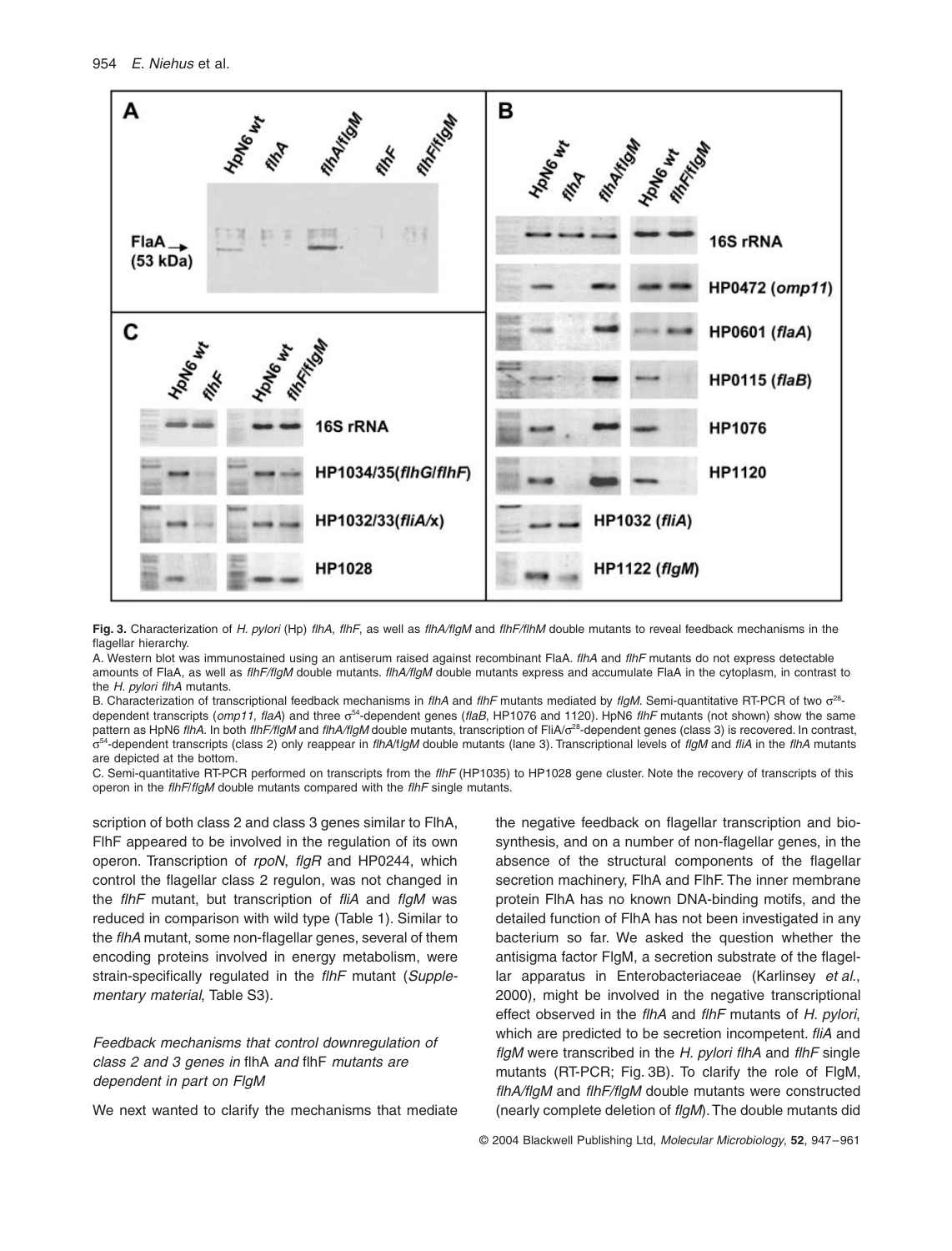**Fig. 3.** Characterization of *H. pylori* (Hp) *flhA*, *flhF*, as well as *flhA/flgM* and *flhF/flhM* double mutants to reveal feedback mechanisms in the flagellar hierarchy.

A. Western blot was immunostained using an antiserum raised against recombinant FlaA. *flhA* and *flhF* mutants do not express detectable amounts of FlaA, as well as *flhF/flgM* double mutants. *flhA/flgM* double mutants express and accumulate FlaA in the cytoplasm, in contrast to the *H. pylori flhA* mutants.

B. Characterization of transcriptional feedback mechanisms in *flhA* and *flhF* mutants mediated by *flgM*. Semi-quantitative RT-PCR of two $\sigma^{28}$-dependent transcripts (*omp11*, *flaA*) and three $\sigma^{54}$-dependent genes (*flaB*, HP1076 and 1120). HpN6 *flhF* mutants (not shown) show the same pattern as HpN6 *flhA*. In both *flhF/flgM* and *flhA/flgM* double mutants, transcription of FliA/$\sigma^{28}$-dependent genes (class 3) is recovered. In contrast, $\sigma^{54}$-dependent transcripts (class 2) only reappear in *flhA/flgM* double mutants (lane 3). Transcriptional levels of *flgM* and *fliA* in the *flhA* mutants are depicted at the bottom.

C. Semi-quantitative RT-PCR performed on transcripts from the *flhF* (HP1035) to HP1028 gene cluster. Note the recovery of transcripts of this operon in the *flhF/flgM* double mutants compared with the *flhF* single mutants.

scription of both class 2 and class 3 genes similar to FlhA, FlhF appeared to be involved in the regulation of its own operon. Transcription of *rpoN*, *flgR* and HP0244, which control the flagellar class 2 regulon, was not changed in the *flhF* mutant, but transcription of *fliA* and *flgM* was reduced in comparison with wild type (Table 1). Similar to the *flhA* mutant, some non-flagellar genes, several of them encoding proteins involved in energy metabolism, were strain-specifically regulated in the *flhF* mutant (*Supplementary material*, Table S3).

### *Feedback mechanisms that control downregulation of class 2 and 3 genes in* flhA *and* flhF *mutants are dependent in part on FlgM*

We next wanted to clarify the mechanisms that mediate the negative feedback on flagellar transcription and biosynthesis, and on a number of non-flagellar genes, in the absence of the structural components of the flagellar secretion machinery, FlhA and FlhF. The inner membrane protein FlhA has no known DNA-binding motifs, and the detailed function of FlhA has not been investigated in any bacterium so far. We asked the question whether the antisigma factor FlgM, a secretion substrate of the flagellar apparatus in Enterobacteriaceae (Karlinsey *et al.*, 2000), might be involved in the negative transcriptional effect observed in the *flhA* and *flhF* mutants of *H. pylori*, which are predicted to be secretion incompetent. *fliA* and *flgM* were transcribed in the *H. pylori flhA* and *flhF* single mutants (RT-PCR; Fig. 3B). To clarify the role of FlgM, *flhA/flgM* and *flhF/flgM* double mutants were constructed (nearly complete deletion of *flgM*). The double mutants did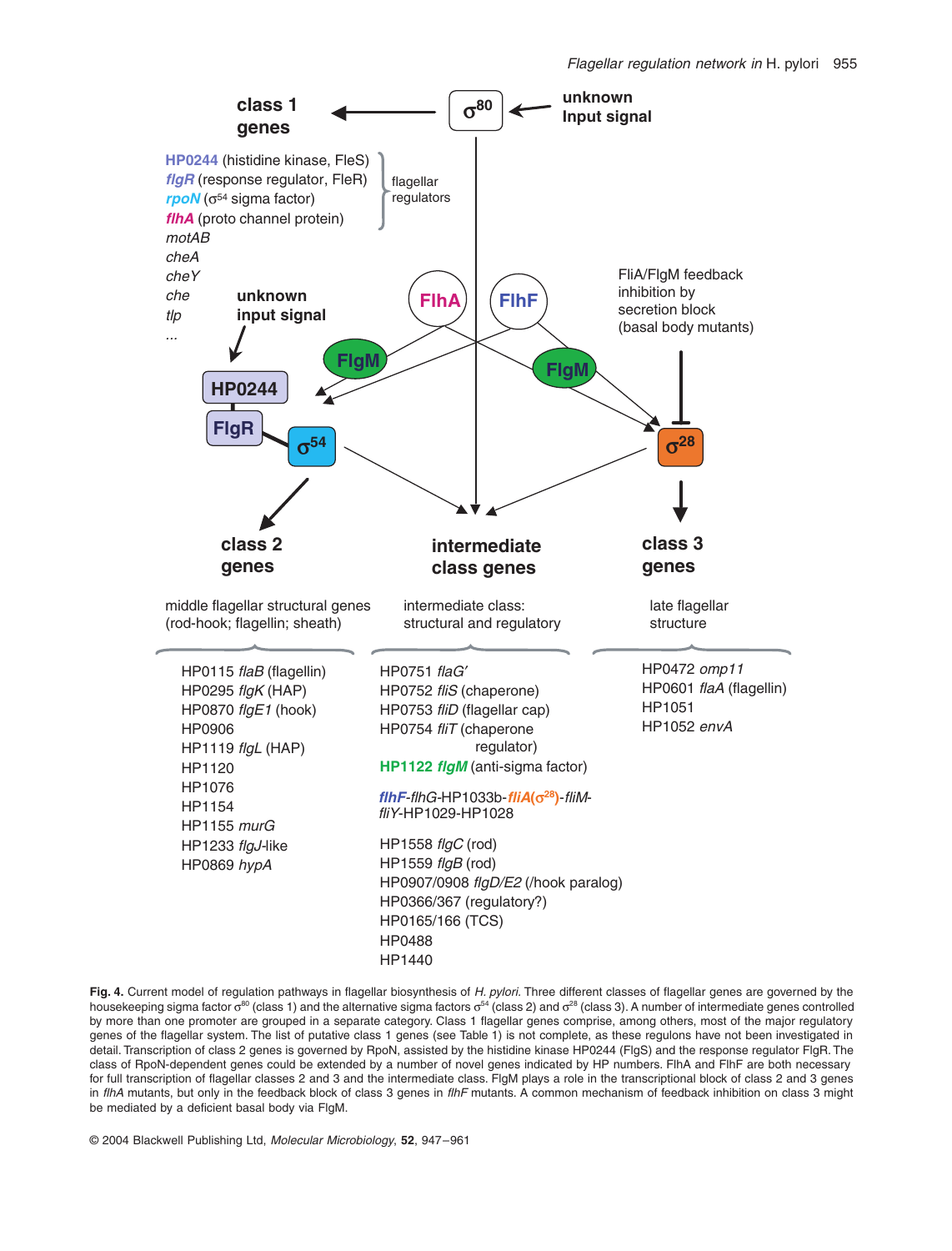class 1 genes

HP0244 (histidine kinase, FleS)
*flgR* (response regulator, FleR)
*rpoN* ($\sigma^{54}$ sigma factor)
*flhA* (proto channel protein)
*motAB*
*cheA*
*cheY*
*che*
*tlp*
...

flagellar regulators

$\sigma^{80}$ — unknown Input signal

unknown input signal

HP0244

FlgR

$\sigma^{54}$

FlhA

FlhF

FlgM

FlgM

FliA/FlgM feedback inhibition by secretion block (basal body mutants)

$\sigma^{28}$

**class 2 genes**

middle flagellar structural genes (rod-hook; flagellin; sheath)

- HP0115 *flaB* (flagellin)
- HP0295 *flgK* (HAP)
- HP0870 *flgE1* (hook)
- HP0906
- HP1119 *flgL* (HAP)
- HP1120
- HP1076
- HP1154
- HP1155 *murG*
- HP1233 *flgJ*-like
- HP0869 *hypA*

**intermediate class genes**

intermediate class: structural and regulatory

- HP0751 *flaG′*
- HP0752 *fliS* (chaperone)
- HP0753 *fliD* (flagellar cap)
- HP0754 *fliT* (chaperone regulator)
- **HP1122 *flgM*** (anti-sigma factor)
- ***flhF***-*flhG*-HP1033b-***fliA***($\sigma^{28}$)-*fliM*-*fliY*-HP1029-HP1028
- HP1558 *flgC* (rod)
- HP1559 *flgB* (rod)
- HP0907/0908 *flgD/E2* (/hook paralog)
- HP0366/367 (regulatory?)
- HP0165/166 (TCS)
- HP0488
- HP1440

**class 3 genes**

late flagellar structure

- HP0472 *omp11*
- HP0601 *flaA* (flagellin)
- HP1051
- HP1052 *envA*

**Fig. 4.** Current model of regulation pathways in flagellar biosynthesis of *H. pylori.* Three different classes of flagellar genes are governed by the housekeeping sigma factor $\sigma^{80}$ (class 1) and the alternative sigma factors $\sigma^{54}$ (class 2) and $\sigma^{28}$ (class 3). A number of intermediate genes controlled by more than one promoter are grouped in a separate category. Class 1 flagellar genes comprise, among others, most of the major regulatory genes of the flagellar system. The list of putative class 1 genes (see Table 1) is not complete, as these regulons have not been investigated in detail. Transcription of class 2 genes is governed by RpoN, assisted by the histidine kinase HP0244 (FlgS) and the response regulator FlgR. The class of RpoN-dependent genes could be extended by a number of novel genes indicated by HP numbers. FlhA and FlhF are both necessary for full transcription of flagellar classes 2 and 3 and the intermediate class. FlgM plays a role in the transcriptional block of class 2 and 3 genes in *flhA* mutants, but only in the feedback block of class 3 genes in *flhF* mutants. A common mechanism of feedback inhibition on class 3 might be mediated by a deficient basal body via FlgM.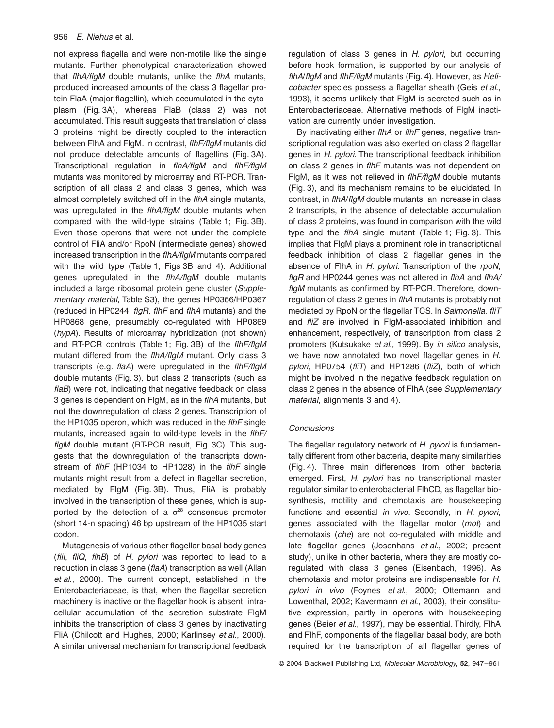not express flagella and were non-motile like the single mutants. Further phenotypical characterization showed that *flhA/flgM* double mutants, unlike the *flhA* mutants, produced increased amounts of the class 3 flagellar protein FlaA (major flagellin), which accumulated in the cytoplasm (Fig. 3A), whereas FlaB (class 2) was not accumulated. This result suggests that translation of class 3 proteins might be directly coupled to the interaction between FlhA and FlgM. In contrast, *flhF/flgM* mutants did not produce detectable amounts of flagellins (Fig. 3A). Transcriptional regulation in *flhA/flgM* and *flhF/flgM* mutants was monitored by microarray and RT-PCR. Transcription of all class 2 and class 3 genes, which was almost completely switched off in the *flhA* single mutants, was upregulated in the *flhA/flgM* double mutants when compared with the wild-type strains (Table 1; Fig. 3B). Even those operons that were not under the complete control of FliA and/or RpoN (intermediate genes) showed increased transcription in the *flhA/flgM* mutants compared with the wild type (Table 1; Figs 3B and 4). Additional genes upregulated in the *flhA/flgM* double mutants included a large ribosomal protein gene cluster (*Supplementary material*, Table S3), the genes HP0366/HP0367 (reduced in HP0244, *flgR*, *flhF* and *flhA* mutants) and the HP0868 gene, presumably co-regulated with HP0869 (*hypA*). Results of microarray hybridization (not shown) and RT-PCR controls (Table 1; Fig. 3B) of the *flhF/flgM* mutant differed from the *flhA/flgM* mutant. Only class 3 transcripts (e.g. *flaA*) were upregulated in the *flhF/flgM* double mutants (Fig. 3), but class 2 transcripts (such as *flaB*) were not, indicating that negative feedback on class 3 genes is dependent on FlgM, as in the *flhA* mutants, but not the downregulation of class 2 genes. Transcription of the HP1035 operon, which was reduced in the *flhF* single mutants, increased again to wild-type levels in the *flhF/flgM* double mutant (RT-PCR result, Fig. 3C). This suggests that the downregulation of the transcripts downstream of *flhF* (HP1034 to HP1028) in the *flhF* single mutants might result from a defect in flagellar secretion, mediated by FlgM (Fig. 3B). Thus, FliA is probably involved in the transcription of these genes, which is supported by the detection of a $\sigma^{28}$ consensus promoter (short 14-n spacing) 46 bp upstream of the HP1035 start codon.

Mutagenesis of various other flagellar basal body genes (*fliI*, *fliQ*, *flhB*) of *H. pylori* was reported to lead to a reduction in class 3 gene (*flaA*) transcription as well (Allan *et al*., 2000). The current concept, established in the Enterobacteriaceae, is that, when the flagellar secretion machinery is inactive or the flagellar hook is absent, intracellular accumulation of the secretion substrate FlgM inhibits the transcription of class 3 genes by inactivating FliA (Chilcott and Hughes, 2000; Karlinsey *et al*., 2000). A similar universal mechanism for transcriptional feedback regulation of class 3 genes in *H. pylori*, but occurring before hook formation, is supported by our analysis of *flhA/flgM* and *flhF/flgM* mutants (Fig. 4). However, as *Helicobacter* species possess a flagellar sheath (Geis *et al*., 1993), it seems unlikely that FlgM is secreted such as in Enterobacteriaceae. Alternative methods of FlgM inactivation are currently under investigation.

By inactivating either *flhA* or *flhF* genes, negative transcriptional regulation was also exerted on class 2 flagellar genes in *H. pylori*. The transcriptional feedback inhibition on class 2 genes in *flhF* mutants was not dependent on FlgM, as it was not relieved in *flhF/flgM* double mutants (Fig. 3), and its mechanism remains to be elucidated. In contrast, in *flhA/flgM* double mutants, an increase in class 2 transcripts, in the absence of detectable accumulation of class 2 proteins, was found in comparison with the wild type and the *flhA* single mutant (Table 1; Fig. 3). This implies that FlgM plays a prominent role in transcriptional feedback inhibition of class 2 flagellar genes in the absence of FlhA in *H. pylori*. Transcription of the *rpoN*, *flgR* and HP0244 genes was not altered in *flhA* and *flhA/flgM* mutants as confirmed by RT-PCR. Therefore, downregulation of class 2 genes in *flhA* mutants is probably not mediated by RpoN or the flagellar TCS. In *Salmonella*, *fliT* and *fliZ* are involved in FlgM-associated inhibition and enhancement, respectively, of transcription from class 2 promoters (Kutsukake *et al*., 1999). By *in silico* analysis, we have now annotated two novel flagellar genes in *H. pylori*, HP0754 (*fliT*) and HP1286 (*fliZ*), both of which might be involved in the negative feedback regulation on class 2 genes in the absence of FlhA (see *Supplementary material*, alignments 3 and 4).

### *Conclusions*

The flagellar regulatory network of *H. pylori* is fundamentally different from other bacteria, despite many similarities (Fig. 4). Three main differences from other bacteria emerged. First, *H. pylori* has no transcriptional master regulator similar to enterobacterial FlhCD, as flagellar biosynthesis, motility and chemotaxis are housekeeping functions and essential *in vivo*. Secondly, in *H. pylori*, genes associated with the flagellar motor (*mot*) and chemotaxis (*che*) are not co-regulated with middle and late flagellar genes (Josenhans *et al*., 2002; present study), unlike in other bacteria, where they are mostly co-regulated with class 3 genes (Eisenbach, 1996). As chemotaxis and motor proteins are indispensable for *H. pylori in vivo* (Foynes *et al*., 2000; Ottemann and Lowenthal, 2002; Kavermann *et al*., 2003), their constitutive expression, partly in operons with housekeeping genes (Beier *et al*., 1997), may be essential. Thirdly, FlhA and FlhF, components of the flagellar basal body, are both required for the transcription of all flagellar genes of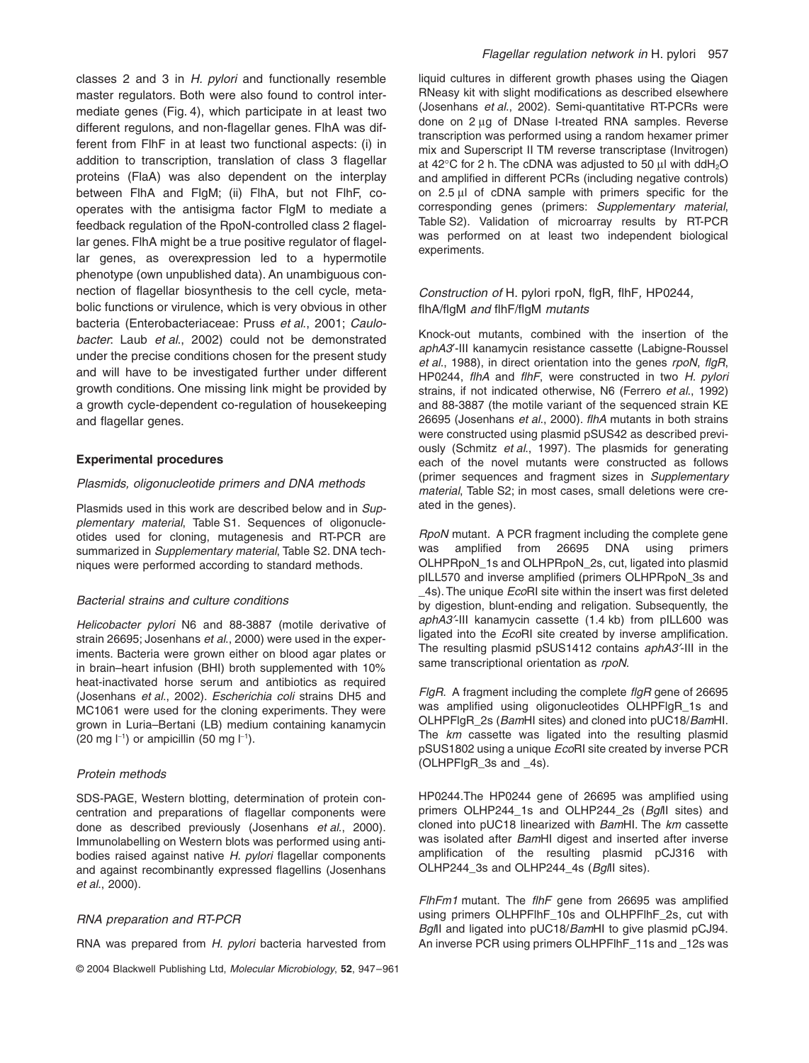classes 2 and 3 in *H. pylori* and functionally resemble master regulators. Both were also found to control intermediate genes (Fig. 4), which participate in at least two different regulons, and non-flagellar genes. FlhA was different from FlhF in at least two functional aspects: (i) in addition to transcription, translation of class 3 flagellar proteins (FlaA) was also dependent on the interplay between FlhA and FlgM; (ii) FlhA, but not FlhF, cooperates with the antisigma factor FlgM to mediate a feedback regulation of the RpoN-controlled class 2 flagellar genes. FlhA might be a true positive regulator of flagellar genes, as overexpression led to a hypermotile phenotype (own unpublished data). An unambiguous connection of flagellar biosynthesis to the cell cycle, metabolic functions or virulence, which is very obvious in other bacteria (Enterobacteriaceae: Pruss *et al*., 2001; *Caulobacter*: Laub *et al*., 2002) could not be demonstrated under the precise conditions chosen for the present study and will have to be investigated further under different growth conditions. One missing link might be provided by a growth cycle-dependent co-regulation of housekeeping and flagellar genes.

## Experimental procedures

### Plasmids, oligonucleotide primers and DNA methods

Plasmids used in this work are described below and in *Supplementary material*, Table S1. Sequences of oligonucleotides used for cloning, mutagenesis and RT-PCR are summarized in *Supplementary material*, Table S2. DNA techniques were performed according to standard methods.

### Bacterial strains and culture conditions

*Helicobacter pylori* N6 and 88-3887 (motile derivative of strain 26695; Josenhans *et al*., 2000) were used in the experiments. Bacteria were grown either on blood agar plates or in brain–heart infusion (BHI) broth supplemented with 10% heat-inactivated horse serum and antibiotics as required (Josenhans *et al*., 2002). *Escherichia coli* strains DH5 and MC1061 were used for the cloning experiments. They were grown in Luria–Bertani (LB) medium containing kanamycin (20 mg $l^{-1}$) or ampicillin (50 mg $l^{-1}$).

### Protein methods

SDS-PAGE, Western blotting, determination of protein concentration and preparations of flagellar components were done as described previously (Josenhans *et al*., 2000). Immunolabelling on Western blots was performed using antibodies raised against native *H. pylori* flagellar components and against recombinantly expressed flagellins (Josenhans *et al*., 2000).

### RNA preparation and RT-PCR

RNA was prepared from *H. pylori* bacteria harvested from liquid cultures in different growth phases using the Qiagen RNeasy kit with slight modifications as described elsewhere (Josenhans *et al*., 2002). Semi-quantitative RT-PCRs were done on 2 μg of DNase I-treated RNA samples. Reverse transcription was performed using a random hexamer primer mix and Superscript II TM reverse transcriptase (Invitrogen) at 42°C for 2 h. The cDNA was adjusted to 50 μl with $ddH_2O$ and amplified in different PCRs (including negative controls) on 2.5 μl of cDNA sample with primers specific for the corresponding genes (primers: *Supplementary material*, Table S2). Validation of microarray results by RT-PCR was performed on at least two independent biological experiments.

### Construction of H. pylori rpoN, flgR, flhF, HP0244, flhA/flgM and flhF/flgM mutants

Knock-out mutants, combined with the insertion of the *aphA3′*-III kanamycin resistance cassette (Labigne-Roussel *et al*., 1988), in direct orientation into the genes *rpoN*, *flgR*, HP0244, *flhA* and *flhF*, were constructed in two *H. pylori* strains, if not indicated otherwise, N6 (Ferrero *et al*., 1992) and 88-3887 (the motile variant of the sequenced strain KE 26695 (Josenhans *et al*., 2000). *flhA* mutants in both strains were constructed using plasmid pSUS42 as described previously (Schmitz *et al*., 1997). The plasmids for generating each of the novel mutants were constructed as follows (primer sequences and fragment sizes in *Supplementary material*, Table S2; in most cases, small deletions were created in the genes).

*RpoN* mutant. A PCR fragment including the complete gene was amplified from 26695 DNA using primers OLHPRpoN_1s and OLHPRpoN_2s, cut, ligated into plasmid pILL570 and inverse amplified (primers OLHPRpoN_3s and _4s). The unique *Eco*RI site within the insert was first deleted by digestion, blunt-ending and religation. Subsequently, the *aphA3′*-III kanamycin cassette (1.4 kb) from pILL600 was ligated into the *Eco*RI site created by inverse amplification. The resulting plasmid pSUS1412 contains *aphA3′*-III in the same transcriptional orientation as *rpoN*.

*FlgR*. A fragment including the complete *flgR* gene of 26695 was amplified using oligonucleotides OLHPFlgR_1s and OLHPFlgR_2s (*Bam*HI sites) and cloned into pUC18/*Bam*HI. The *km* cassette was ligated into the resulting plasmid pSUS1802 using a unique *Eco*RI site created by inverse PCR (OLHPFlgR_3s and _4s).

HP0244. The HP0244 gene of 26695 was amplified using primers OLHP244_1s and OLHP244_2s (*Bgl*II sites) and cloned into pUC18 linearized with *Bam*HI. The *km* cassette was isolated after *Bam*HI digest and inserted after inverse amplification of the resulting plasmid pCJ316 with OLHP244_3s and OLHP244_4s (*Bgl*II sites).

*FlhFm1* mutant. The *flhF* gene from 26695 was amplified using primers OLHPFlhF_10s and OLHPFlhF_2s, cut with *Bgl*II and ligated into pUC18/*Bam*HI to give plasmid pCJ94. An inverse PCR using primers OLHPFlhF_11s and _12s was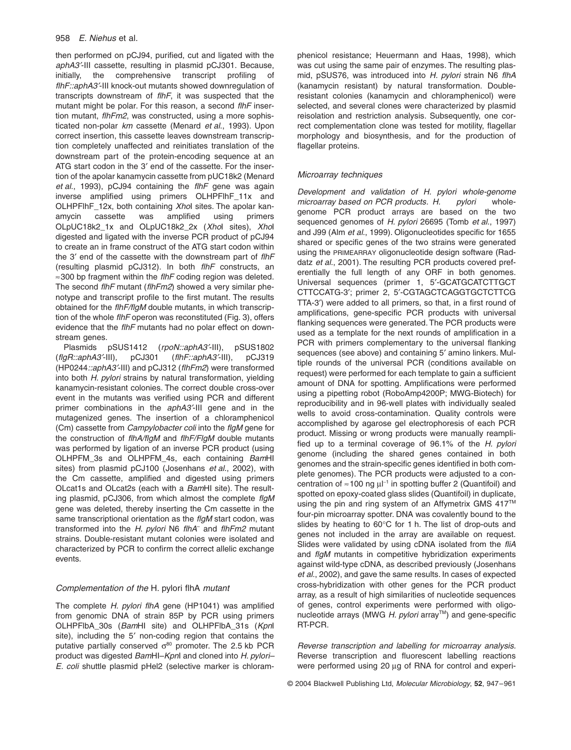then performed on pCJ94, purified, cut and ligated with the *aphA3′*-III cassette, resulting in plasmid pCJ301. Because, initially, the comprehensive transcript profiling of *flhF::aphA3′*-III knock-out mutants showed downregulation of transcripts downstream of *flhF*, it was suspected that the mutant might be polar. For this reason, a second *flhF* insertion mutant, *flhFm2*, was constructed, using a more sophisticated non-polar *km* cassette (Menard *et al*., 1993). Upon correct insertion, this cassette leaves downstream transcription completely unaffected and reinitiates translation of the downstream part of the protein-encoding sequence at an ATG start codon in the 3′ end of the cassette. For the insertion of the apolar kanamycin cassette from pUC18k2 (Menard *et al*., 1993), pCJ94 containing the *flhF* gene was again inverse amplified using primers OLHPFlhF_11x and OLHPFlhF_12x, both containing *Xho*I sites. The apolar kanamycin cassette was amplified using primers OLpUC18k2_1x and OLpUC18k2_2x (*Xho*I sites), *Xho*I digested and ligated with the inverse PCR product of pCJ94 to create an in frame construct of the ATG start codon within the 3′ end of the cassette with the downstream part of *flhF* (resulting plasmid pCJ312). In both *flhF* constructs, an ≈300 bp fragment within the *flhF* coding region was deleted. The second *flhF* mutant (*flhFm2*) showed a very similar phenotype and transcript profile to the first mutant. The results obtained for the *flhF/flgM* double mutants, in which transcription of the whole *flhF* operon was reconstituted (Fig. 3), offers evidence that the *flhF* mutants had no polar effect on downstream genes.

Plasmids pSUS1412 (*rpoN::aphA3′*-III), pSUS1802 (*flgR::aphA3′*-III), pCJ301 (*flhF::aphA3′*-III), pCJ319 (HP0244*::aphA3′*-III) and pCJ312 (*flhFm2*) were transformed into both *H. pylori* strains by natural transformation, yielding kanamycin-resistant colonies. The correct double cross-over event in the mutants was verified using PCR and different primer combinations in the *aphA3′*-III gene and in the mutagenized genes. The insertion of a chloramphenicol (Cm) cassette from *Campylobacter coli* into the *flgM* gene for the construction of *flhA/flgM* and *flhF/FlgM* double mutants was performed by ligation of an inverse PCR product (using OLHPFM_3s and OLHPFM_4s, each containing *Bam*HI sites) from plasmid pCJ100 (Josenhans *et al*., 2002), with the Cm cassette, amplified and digested using primers OLcat1s and OLcat2s (each with a *Bam*HI site). The resulting plasmid, pCJ306, from which almost the complete *flgM* gene was deleted, thereby inserting the Cm cassette in the same transcriptional orientation as the *flgM* start codon, was transformed into the *H. pylori* N6 *flhA*⁻ and *flhFm2* mutant strains. Double-resistant mutant colonies were isolated and characterized by PCR to confirm the correct allelic exchange events.

### *Complementation of the* H. pylori *flhA mutant*

The complete *H. pylori flhA* gene (HP1041) was amplified from genomic DNA of strain 85P by PCR using primers OLHPFlbA_30s (*Bam*HI site) and OLHPFlbA_31s (*Kpn*I site), including the 5′ non-coding region that contains the putative partially conserved $\sigma^{80}$ promoter. The 2.5 kb PCR product was digested *Bam*HI–*Kpn*I and cloned into *H. pylori*–*E. coli* shuttle plasmid pHel2 (selective marker is chloramphenicol resistance; Heuermann and Haas, 1998), which was cut using the same pair of enzymes. The resulting plasmid, pSUS76, was introduced into *H. pylori* strain N6 *flhA* (kanamycin resistant) by natural transformation. Double-resistant colonies (kanamycin and chloramphenicol) were selected, and several clones were characterized by plasmid reisolation and restriction analysis. Subsequently, one correct complementation clone was tested for motility, flagellar morphology and biosynthesis, and for the production of flagellar proteins.

### *Microarray techniques*

*Development and validation of H. pylori whole-genome microarray based on PCR products. H. pylori* whole-genome PCR product arrays are based on the two sequenced genomes of *H. pylori* 26695 (Tomb *et al*., 1997) and J99 (Alm *et al*., 1999). Oligonucleotides specific for 1655 shared or specific genes of the two strains were generated using the PRIMEARRAY oligonucleotide design software (Raddatz *et al*., 2001). The resulting PCR products covered preferentially the full length of any ORF in both genomes. Universal sequences (primer 1, 5′-GCATGCATCTTGCT CTTCCATG-3′; primer 2, 5′-CGTAGCTCAGGTGCTCTTCG TTA-3′) were added to all primers, so that, in a first round of amplifications, gene-specific PCR products with universal flanking sequences were generated. The PCR products were used as a template for the next rounds of amplification in a PCR with primers complementary to the universal flanking sequences (see above) and containing 5′ amino linkers. Multiple rounds of the universal PCR (conditions available on request) were performed for each template to gain a sufficient amount of DNA for spotting. Amplifications were performed using a pipetting robot (RoboAmp4200P; MWG-Biotech) for reproducibility and in 96-well plates with individually sealed wells to avoid cross-contamination. Quality controls were accomplished by agarose gel electrophoresis of each PCR product. Missing or wrong products were manually reamplified up to a terminal coverage of 96.1% of the *H. pylori* genome (including the shared genes contained in both genomes and the strain-specific genes identified in both complete genomes). The PCR products were adjusted to a concentration of ≈100 ng μl⁻¹ in spotting buffer 2 (Quantifoil) and spotted on epoxy-coated glass slides (Quantifoil) in duplicate, using the pin and ring system of an Affymetrix GMS 417™ four-pin microarray spotter. DNA was covalently bound to the slides by heating to 60°C for 1 h. The list of drop-outs and genes not included in the array are available on request. Slides were validated by using cDNA isolated from the *fliA* and *flgM* mutants in competitive hybridization experiments against wild-type cDNA, as described previously (Josenhans *et al*., 2002), and gave the same results. In cases of expected cross-hybridization with other genes for the PCR product array, as a result of high similarities of nucleotide sequences of genes, control experiments were performed with oligonucleotide arrays (MWG *H. pylori* array™) and gene-specific RT-PCR.

*Reverse transcription and labelling for microarray analysis.* Reverse transcription and fluorescent labelling reactions were performed using 20 μg of RNA for control and experi-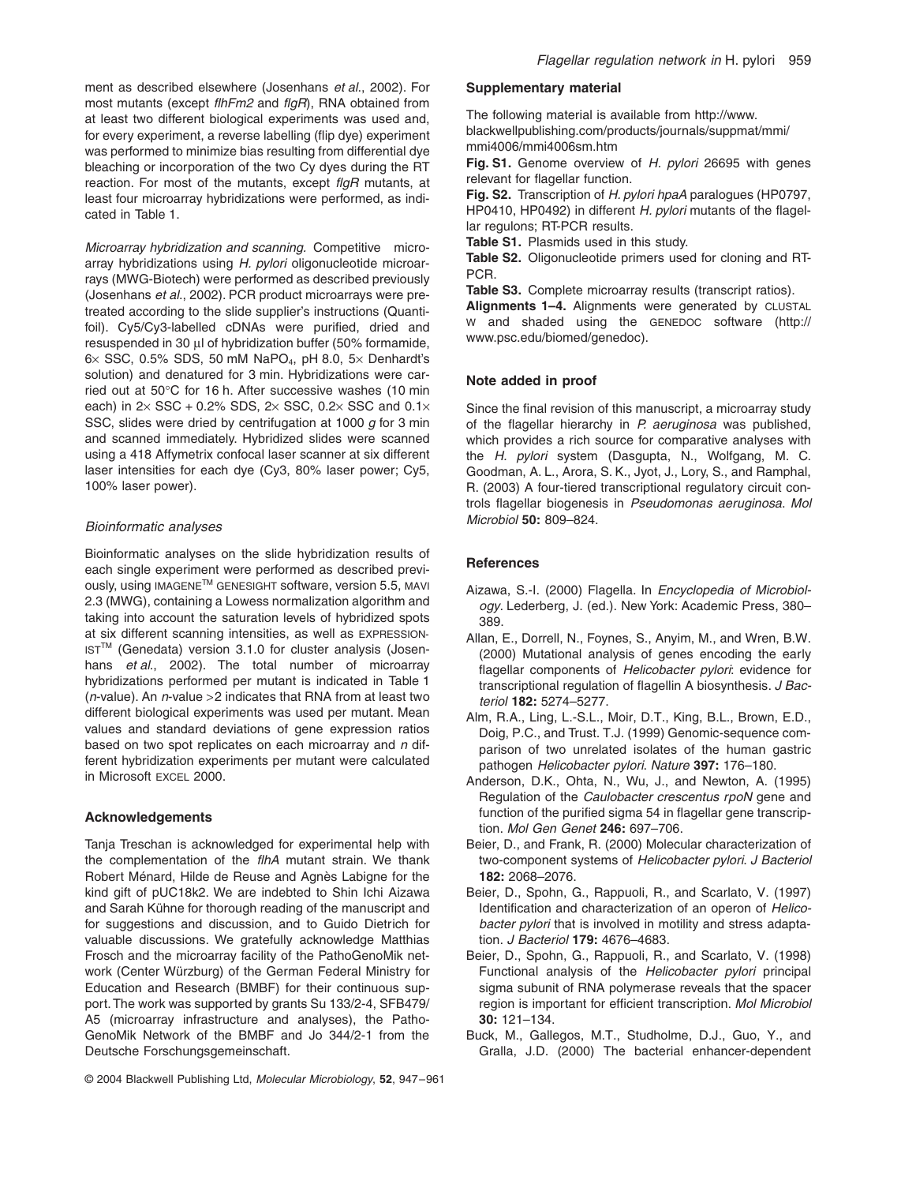ment as described elsewhere (Josenhans *et al*., 2002). For most mutants (except *flhFm2* and *flgR*), RNA obtained from at least two different biological experiments was used and, for every experiment, a reverse labelling (flip dye) experiment was performed to minimize bias resulting from differential dye bleaching or incorporation of the two Cy dyes during the RT reaction. For most of the mutants, except *flgR* mutants, at least four microarray hybridizations were performed, as indicated in Table 1.

*Microarray hybridization and scanning.* Competitive microarray hybridizations using *H. pylori* oligonucleotide microarrays (MWG-Biotech) were performed as described previously (Josenhans *et al*., 2002). PCR product microarrays were pretreated according to the slide supplier's instructions (Quantifoil). Cy5/Cy3-labelled cDNAs were purified, dried and resuspended in 30 μl of hybridization buffer (50% formamide, 6× SSC, 0.5% SDS, 50 mM $NaPO_4$, pH 8.0, 5× Denhardt's solution) and denatured for 3 min. Hybridizations were carried out at 50°C for 16 h. After successive washes (10 min each) in 2× SSC + 0.2% SDS, 2× SSC, 0.2× SSC and 0.1× SSC, slides were dried by centrifugation at 1000 *g* for 3 min and scanned immediately. Hybridized slides were scanned using a 418 Affymetrix confocal laser scanner at six different laser intensities for each dye (Cy3, 80% laser power; Cy5, 100% laser power).

### *Bioinformatic analyses*

Bioinformatic analyses on the slide hybridization results of each single experiment were performed as described previously, using IMAGENE™ GENESIGHT software, version 5.5, MAVI 2.3 (MWG), containing a Lowess normalization algorithm and taking into account the saturation levels of hybridized spots at six different scanning intensities, as well as EXPRESSIONIST™ (Genedata) version 3.1.0 for cluster analysis (Josenhans *et al*., 2002). The total number of microarray hybridizations performed per mutant is indicated in Table 1 (*n*-value). An *n*-value >2 indicates that RNA from at least two different biological experiments was used per mutant. Mean values and standard deviations of gene expression ratios based on two spot replicates on each microarray and *n* different hybridization experiments per mutant were calculated in Microsoft EXCEL 2000.

## Acknowledgements

Tanja Treschan is acknowledged for experimental help with the complementation of the *flhA* mutant strain. We thank Robert Ménard, Hilde de Reuse and Agnès Labigne for the kind gift of pUC18k2. We are indebted to Shin Ichi Aizawa and Sarah Kühne for thorough reading of the manuscript and for suggestions and discussion, and to Guido Dietrich for valuable discussions. We gratefully acknowledge Matthias Frosch and the microarray facility of the PathoGenoMik network (Center Würzburg) of the German Federal Ministry for Education and Research (BMBF) for their continuous support. The work was supported by grants Su 133/2-4, SFB479/A5 (microarray infrastructure and analyses), the PathoGenoMik Network of the BMBF and Jo 344/2-1 from the Deutsche Forschungsgemeinschaft.

## Supplementary material

The following material is available from http://www.blackwellpublishing.com/products/journals/suppmat/mmi/mmi4006/mmi4006sm.htm

**Fig. S1.** Genome overview of *H. pylori* 26695 with genes relevant for flagellar function.

**Fig. S2.** Transcription of *H. pylori hpaA* paralogues (HP0797, HP0410, HP0492) in different *H. pylori* mutants of the flagellar regulons; RT-PCR results.

**Table S1.** Plasmids used in this study.

**Table S2.** Oligonucleotide primers used for cloning and RT-PCR.

**Table S3.** Complete microarray results (transcript ratios).

**Alignments 1–4.** Alignments were generated by CLUSTAL W and shaded using the GENEDOC software (http://www.psc.edu/biomed/genedoc).

## Note added in proof

Since the final revision of this manuscript, a microarray study of the flagellar hierarchy in *P. aeruginosa* was published, which provides a rich source for comparative analyses with the *H. pylori* system (Dasgupta, N., Wolfgang, M. C. Goodman, A. L., Arora, S. K., Jyot, J., Lory, S., and Ramphal, R. (2003) A four-tiered transcriptional regulatory circuit controls flagellar biogenesis in *Pseudomonas aeruginosa*. *Mol Microbiol* **50:** 809–824.

## References

Aizawa, S.-I. (2000) Flagella. In *Encyclopedia of Microbiology*. Lederberg, J. (ed.). New York: Academic Press, 380–389.

Allan, E., Dorrell, N., Foynes, S., Anyim, M., and Wren, B.W. (2000) Mutational analysis of genes encoding the early flagellar components of *Helicobacter pylori*: evidence for transcriptional regulation of flagellin A biosynthesis. *J Bacteriol* **182:** 5274–5277.

Alm, R.A., Ling, L.-S.L., Moir, D.T., King, B.L., Brown, E.D., Doig, P.C., and Trust. T.J. (1999) Genomic-sequence comparison of two unrelated isolates of the human gastric pathogen *Helicobacter pylori*. *Nature* **397:** 176–180.

Anderson, D.K., Ohta, N., Wu, J., and Newton, A. (1995) Regulation of the *Caulobacter crescentus rpoN* gene and function of the purified sigma 54 in flagellar gene transcription. *Mol Gen Genet* **246:** 697–706.

Beier, D., and Frank, R. (2000) Molecular characterization of two-component systems of *Helicobacter pylori*. *J Bacteriol* **182:** 2068–2076.

Beier, D., Spohn, G., Rappuoli, R., and Scarlato, V. (1997) Identification and characterization of an operon of *Helicobacter pylori* that is involved in motility and stress adaptation. *J Bacteriol* **179:** 4676–4683.

Beier, D., Spohn, G., Rappuoli, R., and Scarlato, V. (1998) Functional analysis of the *Helicobacter pylori* principal sigma subunit of RNA polymerase reveals that the spacer region is important for efficient transcription. *Mol Microbiol* **30:** 121–134.

Buck, M., Gallegos, M.T., Studholme, D.J., Guo, Y., and Gralla, J.D. (2000) The bacterial enhancer-dependent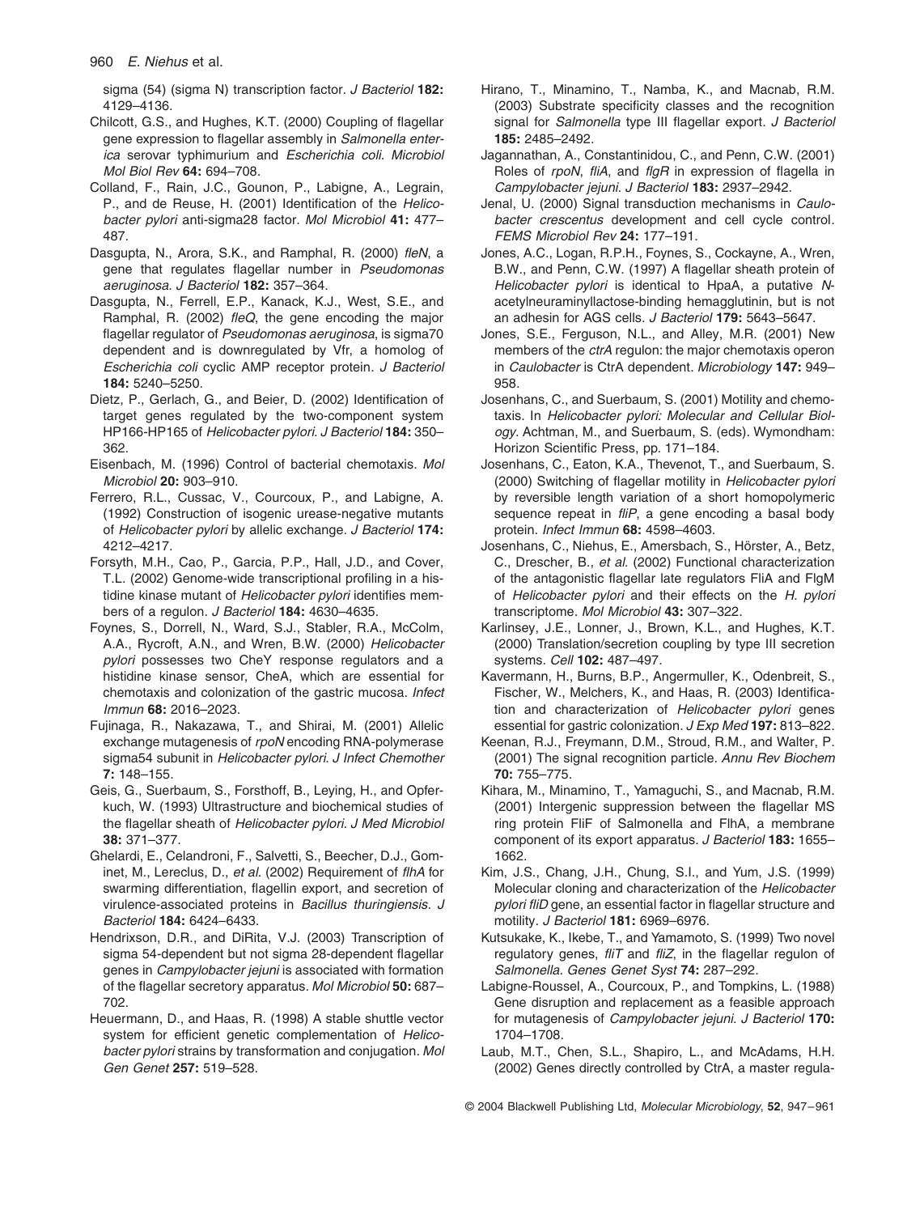sigma (54) (sigma N) transcription factor. *J Bacteriol* **182:** 4129–4136.

Chilcott, G.S., and Hughes, K.T. (2000) Coupling of flagellar gene expression to flagellar assembly in *Salmonella enterica* serovar typhimurium and *Escherichia coli*. *Microbiol Mol Biol Rev* **64:** 694–708.

Colland, F., Rain, J.C., Gounon, P., Labigne, A., Legrain, P., and de Reuse, H. (2001) Identification of the *Helicobacter pylori* anti-sigma28 factor. *Mol Microbiol* **41:** 477–487.

Dasgupta, N., Arora, S.K., and Ramphal, R. (2000) *fleN*, a gene that regulates flagellar number in *Pseudomonas aeruginosa*. *J Bacteriol* **182:** 357–364.

Dasgupta, N., Ferrell, E.P., Kanack, K.J., West, S.E., and Ramphal, R. (2002) *fleQ*, the gene encoding the major flagellar regulator of *Pseudomonas aeruginosa*, is sigma70 dependent and is downregulated by Vfr, a homolog of *Escherichia coli* cyclic AMP receptor protein. *J Bacteriol* **184:** 5240–5250.

Dietz, P., Gerlach, G., and Beier, D. (2002) Identification of target genes regulated by the two-component system HP166-HP165 of *Helicobacter pylori*. *J Bacteriol* **184:** 350–362.

Eisenbach, M. (1996) Control of bacterial chemotaxis. *Mol Microbiol* **20:** 903–910.

Ferrero, R.L., Cussac, V., Courcoux, P., and Labigne, A. (1992) Construction of isogenic urease-negative mutants of *Helicobacter pylori* by allelic exchange. *J Bacteriol* **174:** 4212–4217.

Forsyth, M.H., Cao, P., Garcia, P.P., Hall, J.D., and Cover, T.L. (2002) Genome-wide transcriptional profiling in a histidine kinase mutant of *Helicobacter pylori* identifies members of a regulon. *J Bacteriol* **184:** 4630–4635.

Foynes, S., Dorrell, N., Ward, S.J., Stabler, R.A., McColm, A.A., Rycroft, A.N., and Wren, B.W. (2000) *Helicobacter pylori* possesses two CheY response regulators and a histidine kinase sensor, CheA, which are essential for chemotaxis and colonization of the gastric mucosa. *Infect Immun* **68:** 2016–2023.

Fujinaga, R., Nakazawa, T., and Shirai, M. (2001) Allelic exchange mutagenesis of *rpoN* encoding RNA-polymerase sigma54 subunit in *Helicobacter pylori*. *J Infect Chemother* **7:** 148–155.

Geis, G., Suerbaum, S., Forsthoff, B., Leying, H., and Opferkuch, W. (1993) Ultrastructure and biochemical studies of the flagellar sheath of *Helicobacter pylori*. *J Med Microbiol* **38:** 371–377.

Ghelardi, E., Celandroni, F., Salvetti, S., Beecher, D.J., Gominet, M., Lereclus, D., *et al.* (2002) Requirement of *flhA* for swarming differentiation, flagellin export, and secretion of virulence-associated proteins in *Bacillus thuringiensis*. *J Bacteriol* **184:** 6424–6433.

Hendrixson, D.R., and DiRita, V.J. (2003) Transcription of sigma 54-dependent but not sigma 28-dependent flagellar genes in *Campylobacter jejuni* is associated with formation of the flagellar secretory apparatus. *Mol Microbiol* **50:** 687–702.

Heuermann, D., and Haas, R. (1998) A stable shuttle vector system for efficient genetic complementation of *Helicobacter pylori* strains by transformation and conjugation. *Mol Gen Genet* **257:** 519–528.

Hirano, T., Minamino, T., Namba, K., and Macnab, R.M. (2003) Substrate specificity classes and the recognition signal for *Salmonella* type III flagellar export. *J Bacteriol* **185:** 2485–2492.

Jagannathan, A., Constantinidou, C., and Penn, C.W. (2001) Roles of *rpoN*, *fliA*, and *flgR* in expression of flagella in *Campylobacter jejuni*. *J Bacteriol* **183:** 2937–2942.

Jenal, U. (2000) Signal transduction mechanisms in *Caulobacter crescentus* development and cell cycle control. *FEMS Microbiol Rev* **24:** 177–191.

Jones, A.C., Logan, R.P.H., Foynes, S., Cockayne, A., Wren, B.W., and Penn, C.W. (1997) A flagellar sheath protein of *Helicobacter pylori* is identical to HpaA, a putative *N*-acetylneuraminyllactose-binding hemagglutinin, but is not an adhesin for AGS cells. *J Bacteriol* **179:** 5643–5647.

Jones, S.E., Ferguson, N.L., and Alley, M.R. (2001) New members of the *ctrA* regulon: the major chemotaxis operon in *Caulobacter* is CtrA dependent. *Microbiology* **147:** 949–958.

Josenhans, C., and Suerbaum, S. (2001) Motility and chemotaxis. In *Helicobacter pylori: Molecular and Cellular Biology*. Achtman, M., and Suerbaum, S. (eds). Wymondham: Horizon Scientific Press, pp. 171–184.

Josenhans, C., Eaton, K.A., Thevenot, T., and Suerbaum, S. (2000) Switching of flagellar motility in *Helicobacter pylori* by reversible length variation of a short homopolymeric sequence repeat in *fliP*, a gene encoding a basal body protein. *Infect Immun* **68:** 4598–4603.

Josenhans, C., Niehus, E., Amersbach, S., Hörster, A., Betz, C., Drescher, B., *et al.* (2002) Functional characterization of the antagonistic flagellar late regulators FliA and FlgM of *Helicobacter pylori* and their effects on the *H. pylori* transcriptome. *Mol Microbiol* **43:** 307–322.

Karlinsey, J.E., Lonner, J., Brown, K.L., and Hughes, K.T. (2000) Translation/secretion coupling by type III secretion systems. *Cell* **102:** 487–497.

Kavermann, H., Burns, B.P., Angermuller, K., Odenbreit, S., Fischer, W., Melchers, K., and Haas, R. (2003) Identification and characterization of *Helicobacter pylori* genes essential for gastric colonization. *J Exp Med* **197:** 813–822.

Keenan, R.J., Freymann, D.M., Stroud, R.M., and Walter, P. (2001) The signal recognition particle. *Annu Rev Biochem* **70:** 755–775.

Kihara, M., Minamino, T., Yamaguchi, S., and Macnab, R.M. (2001) Intergenic suppression between the flagellar MS ring protein FliF of Salmonella and FlhA, a membrane component of its export apparatus. *J Bacteriol* **183:** 1655–1662.

Kim, J.S., Chang, J.H., Chung, S.I., and Yum, J.S. (1999) Molecular cloning and characterization of the *Helicobacter pylori fliD* gene, an essential factor in flagellar structure and motility. *J Bacteriol* **181:** 6969–6976.

Kutsukake, K., Ikebe, T., and Yamamoto, S. (1999) Two novel regulatory genes, *fliT* and *fliZ*, in the flagellar regulon of *Salmonella*. *Genes Genet Syst* **74:** 287–292.

Labigne-Roussel, A., Courcoux, P., and Tompkins, L. (1988) Gene disruption and replacement as a feasible approach for mutagenesis of *Campylobacter jejuni*. *J Bacteriol* **170:** 1704–1708.

Laub, M.T., Chen, S.L., Shapiro, L., and McAdams, H.H. (2002) Genes directly controlled by CtrA, a master regula-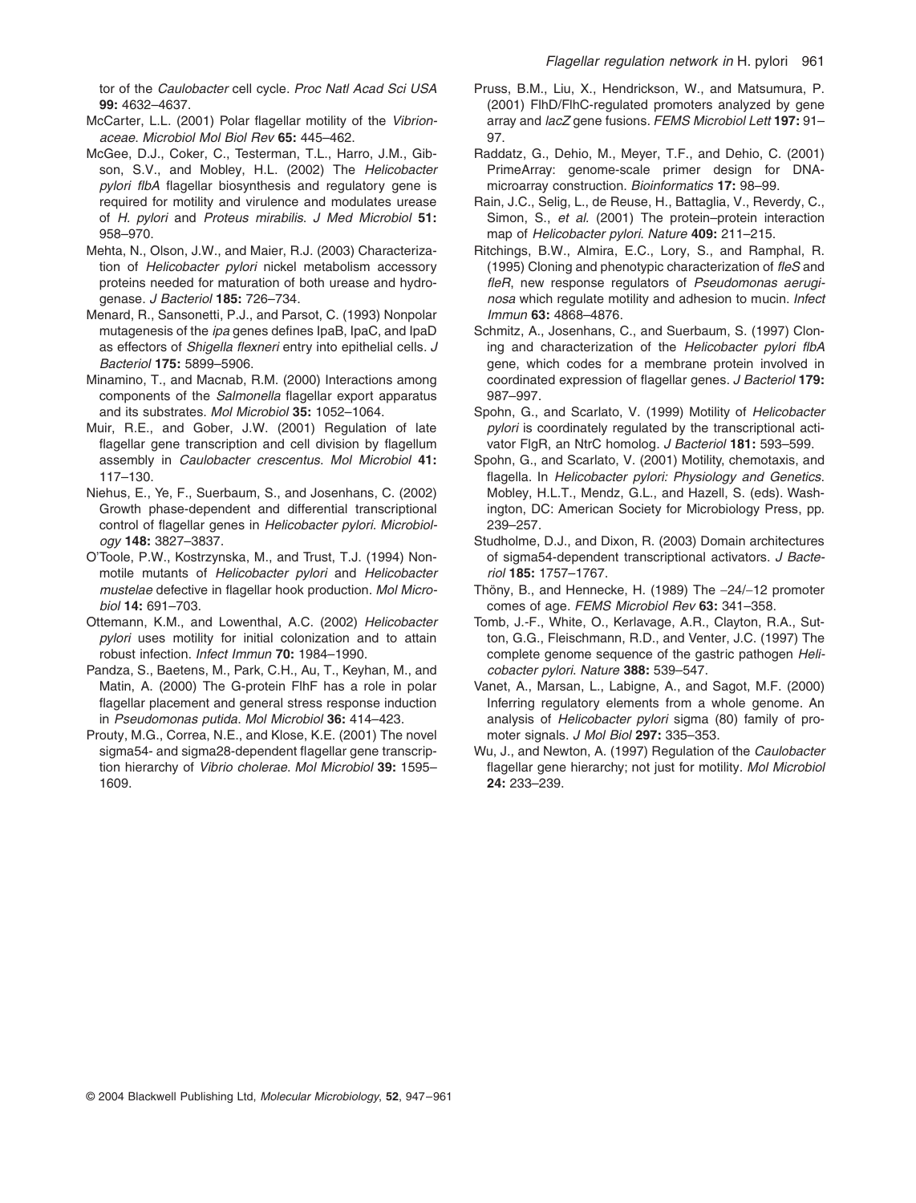tor of the *Caulobacter* cell cycle. *Proc Natl Acad Sci USA* **99:** 4632–4637.

McCarter, L.L. (2001) Polar flagellar motility of the *Vibrionaceae*. *Microbiol Mol Biol Rev* **65:** 445–462.

McGee, D.J., Coker, C., Testerman, T.L., Harro, J.M., Gibson, S.V., and Mobley, H.L. (2002) The *Helicobacter pylori flbA* flagellar biosynthesis and regulatory gene is required for motility and virulence and modulates urease of *H. pylori* and *Proteus mirabilis*. *J Med Microbiol* **51:** 958–970.

Mehta, N., Olson, J.W., and Maier, R.J. (2003) Characterization of *Helicobacter pylori* nickel metabolism accessory proteins needed for maturation of both urease and hydrogenase. *J Bacteriol* **185:** 726–734.

Menard, R., Sansonetti, P.J., and Parsot, C. (1993) Nonpolar mutagenesis of the *ipa* genes defines IpaB, IpaC, and IpaD as effectors of *Shigella flexneri* entry into epithelial cells. *J Bacteriol* **175:** 5899–5906.

Minamino, T., and Macnab, R.M. (2000) Interactions among components of the *Salmonella* flagellar export apparatus and its substrates. *Mol Microbiol* **35:** 1052–1064.

Muir, R.E., and Gober, J.W. (2001) Regulation of late flagellar gene transcription and cell division by flagellum assembly in *Caulobacter crescentus*. *Mol Microbiol* **41:** 117–130.

Niehus, E., Ye, F., Suerbaum, S., and Josenhans, C. (2002) Growth phase-dependent and differential transcriptional control of flagellar genes in *Helicobacter pylori*. *Microbiology* **148:** 3827–3837.

O'Toole, P.W., Kostrzynska, M., and Trust, T.J. (1994) Non-motile mutants of *Helicobacter pylori* and *Helicobacter mustelae* defective in flagellar hook production. *Mol Microbiol* **14:** 691–703.

Ottemann, K.M., and Lowenthal, A.C. (2002) *Helicobacter pylori* uses motility for initial colonization and to attain robust infection. *Infect Immun* **70:** 1984–1990.

Pandza, S., Baetens, M., Park, C.H., Au, T., Keyhan, M., and Matin, A. (2000) The G-protein FlhF has a role in polar flagellar placement and general stress response induction in *Pseudomonas putida*. *Mol Microbiol* **36:** 414–423.

Prouty, M.G., Correa, N.E., and Klose, K.E. (2001) The novel sigma54- and sigma28-dependent flagellar gene transcription hierarchy of *Vibrio cholerae*. *Mol Microbiol* **39:** 1595–1609.

Pruss, B.M., Liu, X., Hendrickson, W., and Matsumura, P. (2001) FlhD/FlhC-regulated promoters analyzed by gene array and *lacZ* gene fusions. *FEMS Microbiol Lett* **197:** 91–97.

Raddatz, G., Dehio, M., Meyer, T.F., and Dehio, C. (2001) PrimeArray: genome-scale primer design for DNA-microarray construction. *Bioinformatics* **17:** 98–99.

Rain, J.C., Selig, L., de Reuse, H., Battaglia, V., Reverdy, C., Simon, S., *et al*. (2001) The protein–protein interaction map of *Helicobacter pylori*. *Nature* **409:** 211–215.

Ritchings, B.W., Almira, E.C., Lory, S., and Ramphal, R. (1995) Cloning and phenotypic characterization of *fleS* and *fleR*, new response regulators of *Pseudomonas aeruginosa* which regulate motility and adhesion to mucin. *Infect Immun* **63:** 4868–4876.

Schmitz, A., Josenhans, C., and Suerbaum, S. (1997) Cloning and characterization of the *Helicobacter pylori flbA* gene, which codes for a membrane protein involved in coordinated expression of flagellar genes. *J Bacteriol* **179:** 987–997.

Spohn, G., and Scarlato, V. (1999) Motility of *Helicobacter pylori* is coordinately regulated by the transcriptional activator FlgR, an NtrC homolog. *J Bacteriol* **181:** 593–599.

Spohn, G., and Scarlato, V. (2001) Motility, chemotaxis, and flagella. In *Helicobacter pylori: Physiology and Genetics*. Mobley, H.L.T., Mendz, G.L., and Hazell, S. (eds). Washington, DC: American Society for Microbiology Press, pp. 239–257.

Studholme, D.J., and Dixon, R. (2003) Domain architectures of sigma54-dependent transcriptional activators. *J Bacteriol* **185:** 1757–1767.

Thöny, B., and Hennecke, H. (1989) The −24/−12 promoter comes of age. *FEMS Microbiol Rev* **63:** 341–358.

Tomb, J.-F., White, O., Kerlavage, A.R., Clayton, R.A., Sutton, G.G., Fleischmann, R.D., and Venter, J.C. (1997) The complete genome sequence of the gastric pathogen *Helicobacter pylori*. *Nature* **388:** 539–547.

Vanet, A., Marsan, L., Labigne, A., and Sagot, M.F. (2000) Inferring regulatory elements from a whole genome. An analysis of *Helicobacter pylori* sigma (80) family of promoter signals. *J Mol Biol* **297:** 335–353.

Wu, J., and Newton, A. (1997) Regulation of the *Caulobacter* flagellar gene hierarchy; not just for motility. *Mol Microbiol* **24:** 233–239.